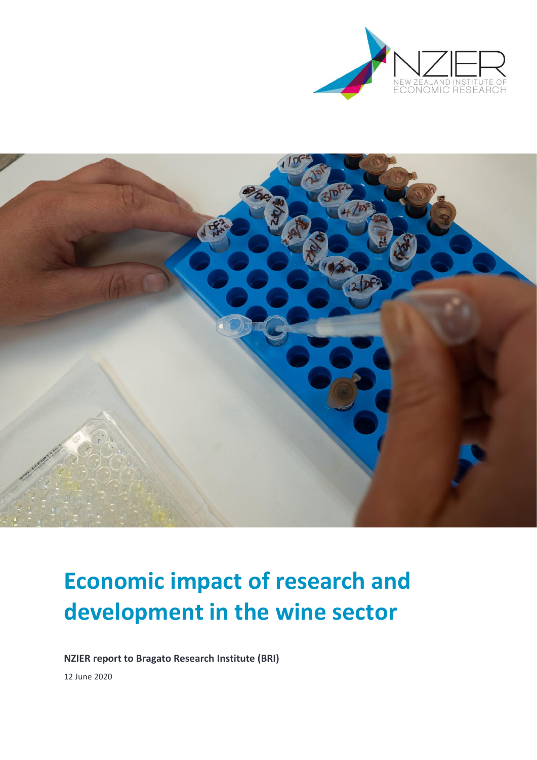# Economic impact of research and development in the wine sector

**NZIER report to Bragato Research Institute (BRI)**

12 June 2020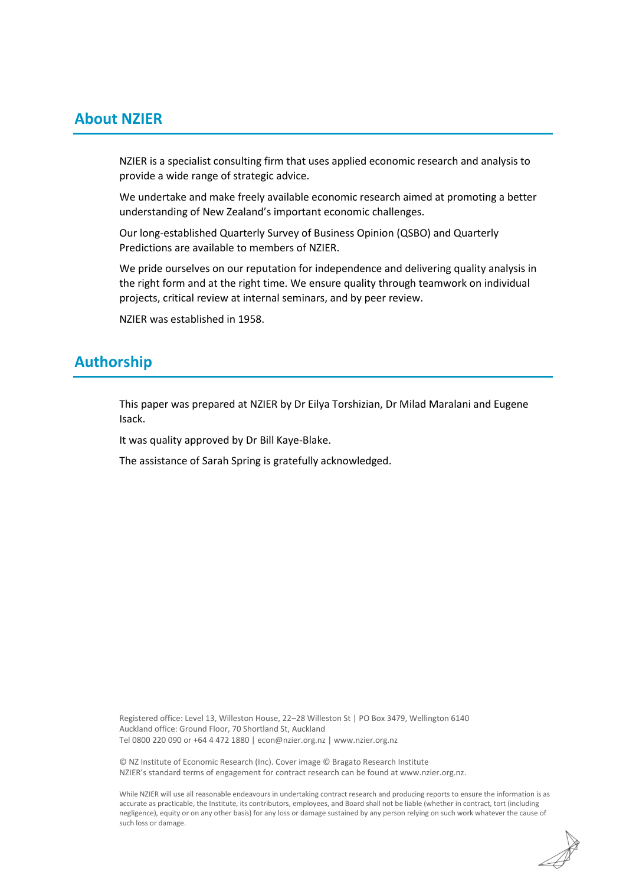## About NZIER

NZIER is a specialist consulting firm that uses applied economic research and analysis to provide a wide range of strategic advice.

We undertake and make freely available economic research aimed at promoting a better understanding of New Zealand's important economic challenges.

Our long-established Quarterly Survey of Business Opinion (QSBO) and Quarterly Predictions are available to members of NZIER.

We pride ourselves on our reputation for independence and delivering quality analysis in the right form and at the right time. We ensure quality through teamwork on individual projects, critical review at internal seminars, and by peer review.

NZIER was established in 1958.

## Authorship

This paper was prepared at NZIER by Dr Eilya Torshizian, Dr Milad Maralani and Eugene Isack.

It was quality approved by Dr Bill Kaye-Blake.

The assistance of Sarah Spring is gratefully acknowledged.

Registered office: Level 13, Willeston House, 22–28 Willeston St | PO Box 3479, Wellington 6140
Auckland office: Ground Floor, 70 Shortland St, Auckland
Tel 0800 220 090 or +64 4 472 1880 | econ@nzier.org.nz | www.nzier.org.nz

© NZ Institute of Economic Research (Inc). Cover image © Bragato Research Institute
NZIER's standard terms of engagement for contract research can be found at www.nzier.org.nz.

While NZIER will use all reasonable endeavours in undertaking contract research and producing reports to ensure the information is as accurate as practicable, the Institute, its contributors, employees, and Board shall not be liable (whether in contract, tort (including negligence), equity or on any other basis) for any loss or damage sustained by any person relying on such work whatever the cause of such loss or damage.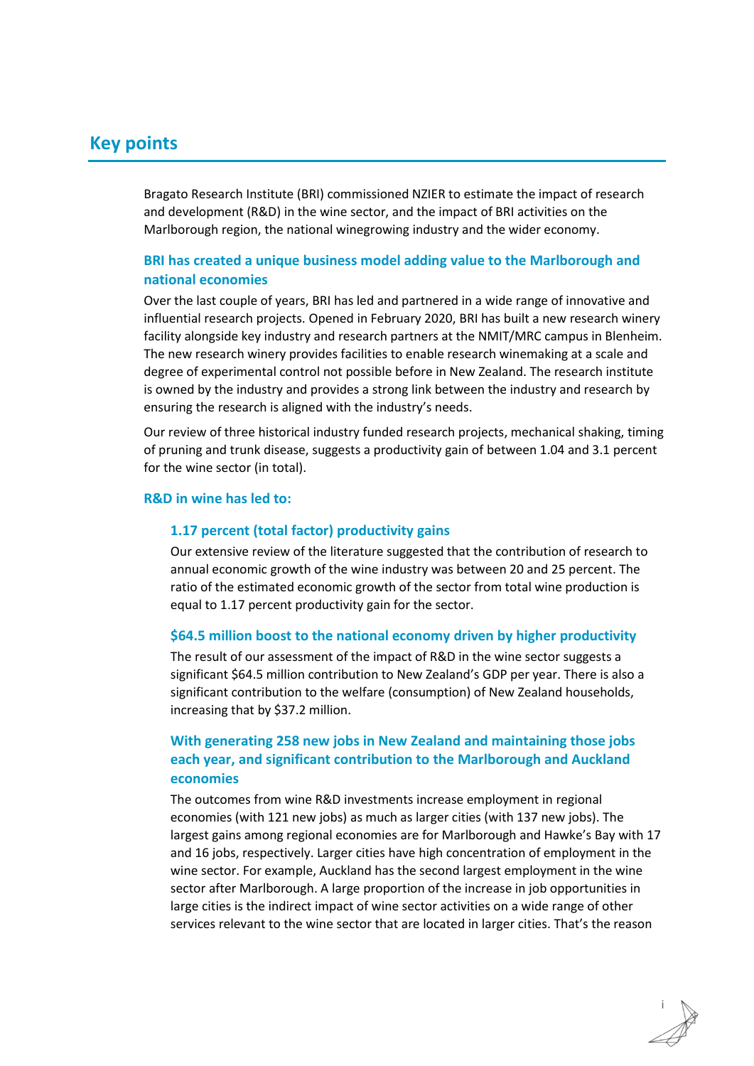## Key points

Bragato Research Institute (BRI) commissioned NZIER to estimate the impact of research and development (R&D) in the wine sector, and the impact of BRI activities on the Marlborough region, the national winegrowing industry and the wider economy.

### BRI has created a unique business model adding value to the Marlborough and national economies

Over the last couple of years, BRI has led and partnered in a wide range of innovative and influential research projects. Opened in February 2020, BRI has built a new research winery facility alongside key industry and research partners at the NMIT/MRC campus in Blenheim. The new research winery provides facilities to enable research winemaking at a scale and degree of experimental control not possible before in New Zealand. The research institute is owned by the industry and provides a strong link between the industry and research by ensuring the research is aligned with the industry's needs.

Our review of three historical industry funded research projects, mechanical shaking, timing of pruning and trunk disease, suggests a productivity gain of between 1.04 and 3.1 percent for the wine sector (in total).

### R&D in wine has led to:

#### 1.17 percent (total factor) productivity gains

Our extensive review of the literature suggested that the contribution of research to annual economic growth of the wine industry was between 20 and 25 percent. The ratio of the estimated economic growth of the sector from total wine production is equal to 1.17 percent productivity gain for the sector.

#### $64.5 million boost to the national economy driven by higher productivity

The result of our assessment of the impact of R&D in the wine sector suggests a significant $64.5 million contribution to New Zealand's GDP per year. There is also a significant contribution to the welfare (consumption) of New Zealand households, increasing that by $37.2 million.

#### With generating 258 new jobs in New Zealand and maintaining those jobs each year, and significant contribution to the Marlborough and Auckland economies

The outcomes from wine R&D investments increase employment in regional economies (with 121 new jobs) as much as larger cities (with 137 new jobs). The largest gains among regional economies are for Marlborough and Hawke's Bay with 17 and 16 jobs, respectively. Larger cities have high concentration of employment in the wine sector. For example, Auckland has the second largest employment in the wine sector after Marlborough. A large proportion of the increase in job opportunities in large cities is the indirect impact of wine sector activities on a wide range of other services relevant to the wine sector that are located in larger cities. That's the reason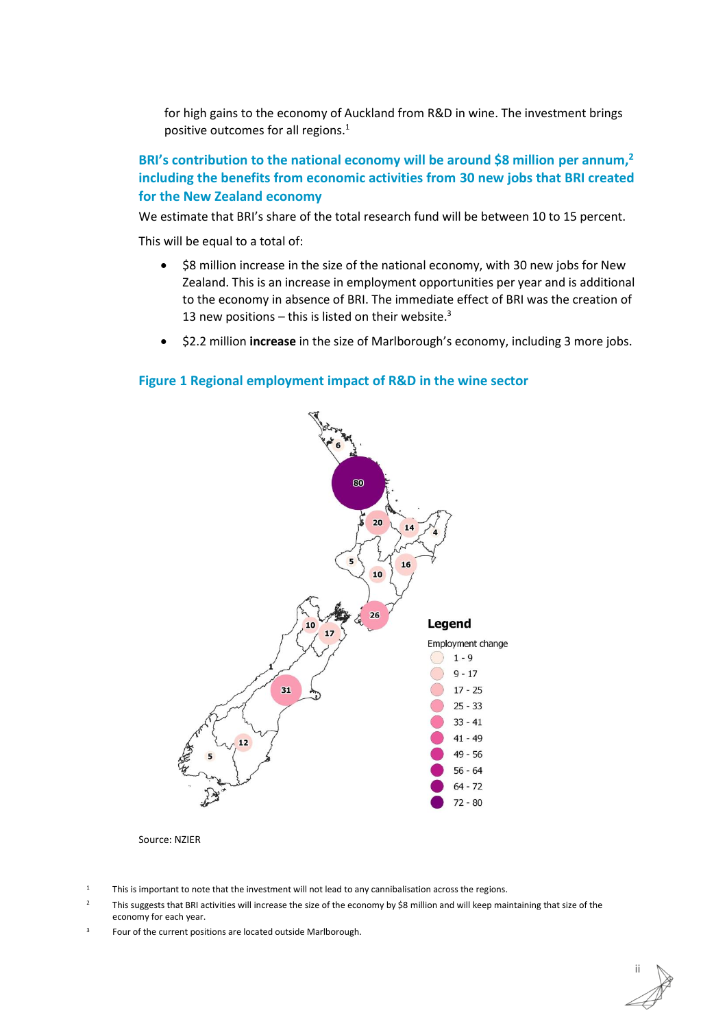for high gains to the economy of Auckland from R&D in wine. The investment brings positive outcomes for all regions.[1]

### BRI's contribution to the national economy will be around $8 million per annum,[2] including the benefits from economic activities from 30 new jobs that BRI created for the New Zealand economy

We estimate that BRI's share of the total research fund will be between 10 to 15 percent.

This will be equal to a total of:

- $8 million increase in the size of the national economy, with 30 new jobs for New Zealand. This is an increase in employment opportunities per year and is additional to the economy in absence of BRI. The immediate effect of BRI was the creation of 13 new positions – this is listed on their website.[3]
- $2.2 million **increase** in the size of Marlborough's economy, including 3 more jobs.

### Figure 1 Regional employment impact of R&D in the wine sector

6
80
20
14
4
5
10
16
26
10
17
1
31
12
5

Legend

Employment change

1 - 9
9 - 17
17 - 25
25 - 33
33 - 41
41 - 49
49 - 56
56 - 64
64 - 72
72 - 80

Source: NZIER

[1] This is important to note that the investment will not lead to any cannibalisation across the regions.

[2] This suggests that BRI activities will increase the size of the economy by $8 million and will keep maintaining that size of the economy for each year.

[3] Four of the current positions are located outside Marlborough.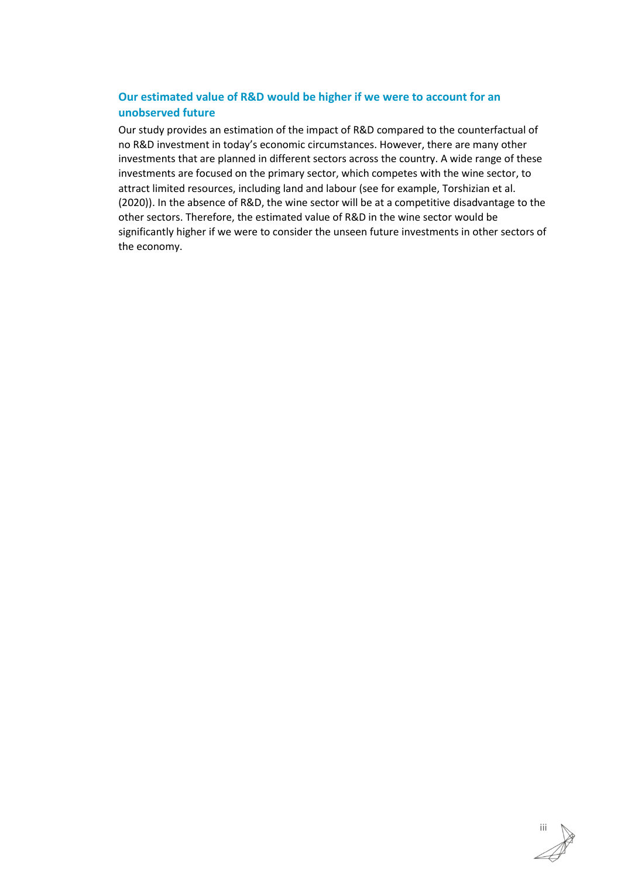### Our estimated value of R&D would be higher if we were to account for an unobserved future

Our study provides an estimation of the impact of R&D compared to the counterfactual of no R&D investment in today's economic circumstances. However, there are many other investments that are planned in different sectors across the country. A wide range of these investments are focused on the primary sector, which competes with the wine sector, to attract limited resources, including land and labour (see for example, Torshizian et al. (2020)). In the absence of R&D, the wine sector will be at a competitive disadvantage to the other sectors. Therefore, the estimated value of R&D in the wine sector would be significantly higher if we were to consider the unseen future investments in other sectors of the economy.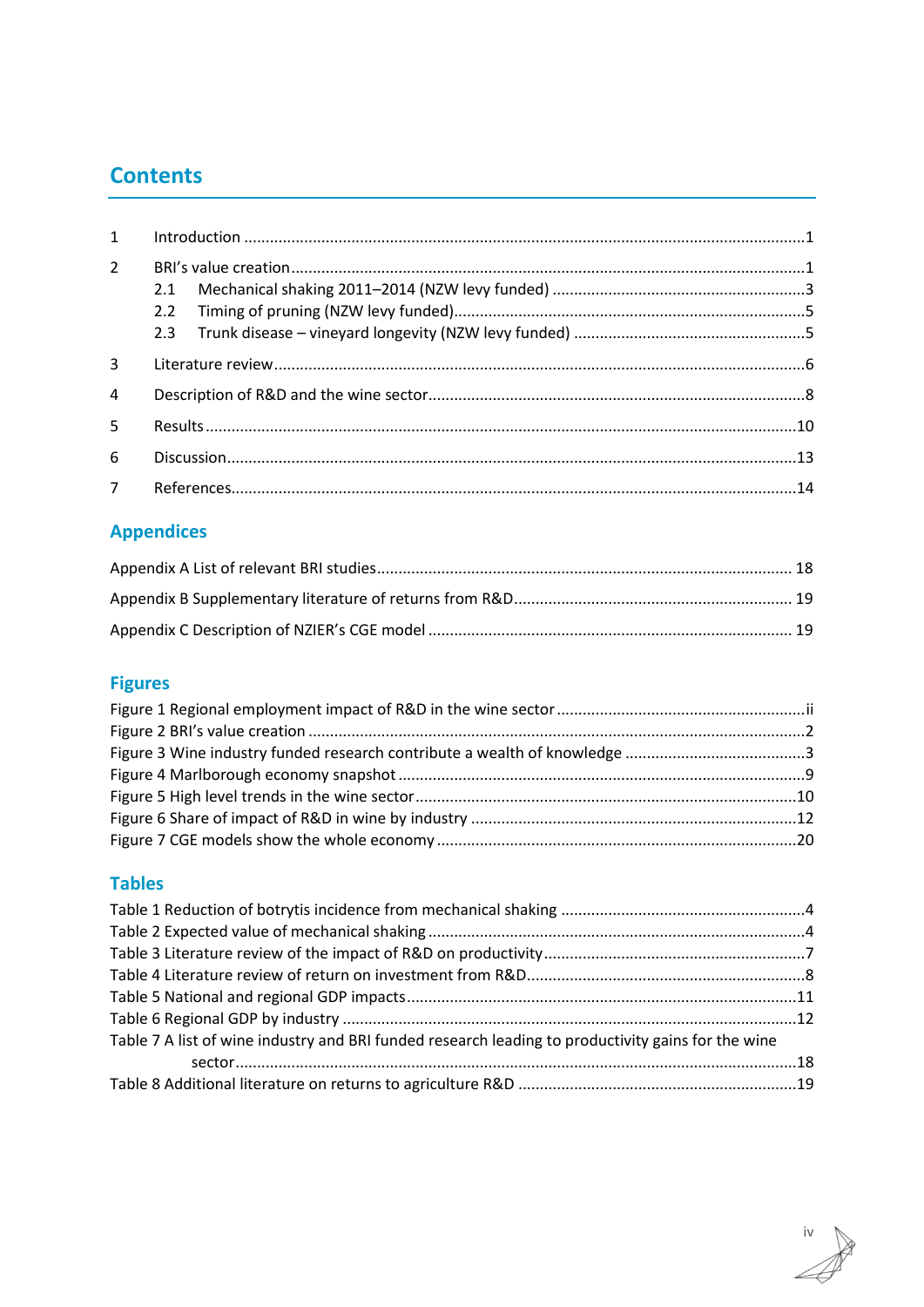# Contents

1 Introduction .................................................................................................................................1

2 BRI's value creation......................................................................................................................1

   2.1 Mechanical shaking 2011–2014 (NZW levy funded) ..........................................................3

   2.2 Timing of pruning (NZW levy funded)................................................................................5

   2.3 Trunk disease – vineyard longevity (NZW levy funded) .....................................................5

3 Literature review...........................................................................................................................6

4 Description of R&D and the wine sector......................................................................................8

5 Results........................................................................................................................................10

6 Discussion...................................................................................................................................13

7 References..................................................................................................................................14

## Appendices

Appendix A List of relevant BRI studies................................................................................ 18

Appendix B Supplementary literature of returns from R&D................................................ 19

Appendix C Description of NZIER's CGE model .................................................................... 19

## Figures

Figure 1 Regional employment impact of R&D in the wine sector.........................................................ii

Figure 2 BRI's value creation .................................................................................................................2

Figure 3 Wine industry funded research contribute a wealth of knowledge ..........................................3

Figure 4 Marlborough economy snapshot ............................................................................................9

Figure 5 High level trends in the wine sector.......................................................................................10

Figure 6 Share of impact of R&D in wine by industry ..........................................................................12

Figure 7 CGE models show the whole economy ..................................................................................20

## Tables

Table 1 Reduction of botrytis incidence from mechanical shaking ........................................................4

Table 2 Expected value of mechanical shaking ......................................................................................4

Table 3 Literature review of the impact of R&D on productivity............................................................7

Table 4 Literature review of return on investment from R&D................................................................8

Table 5 National and regional GDP impacts..........................................................................................11

Table 6 Regional GDP by industry ........................................................................................................12

Table 7 A list of wine industry and BRI funded research leading to productivity gains for the wine sector................................................................................................................................18

Table 8 Additional literature on returns to agriculture R&D ................................................................19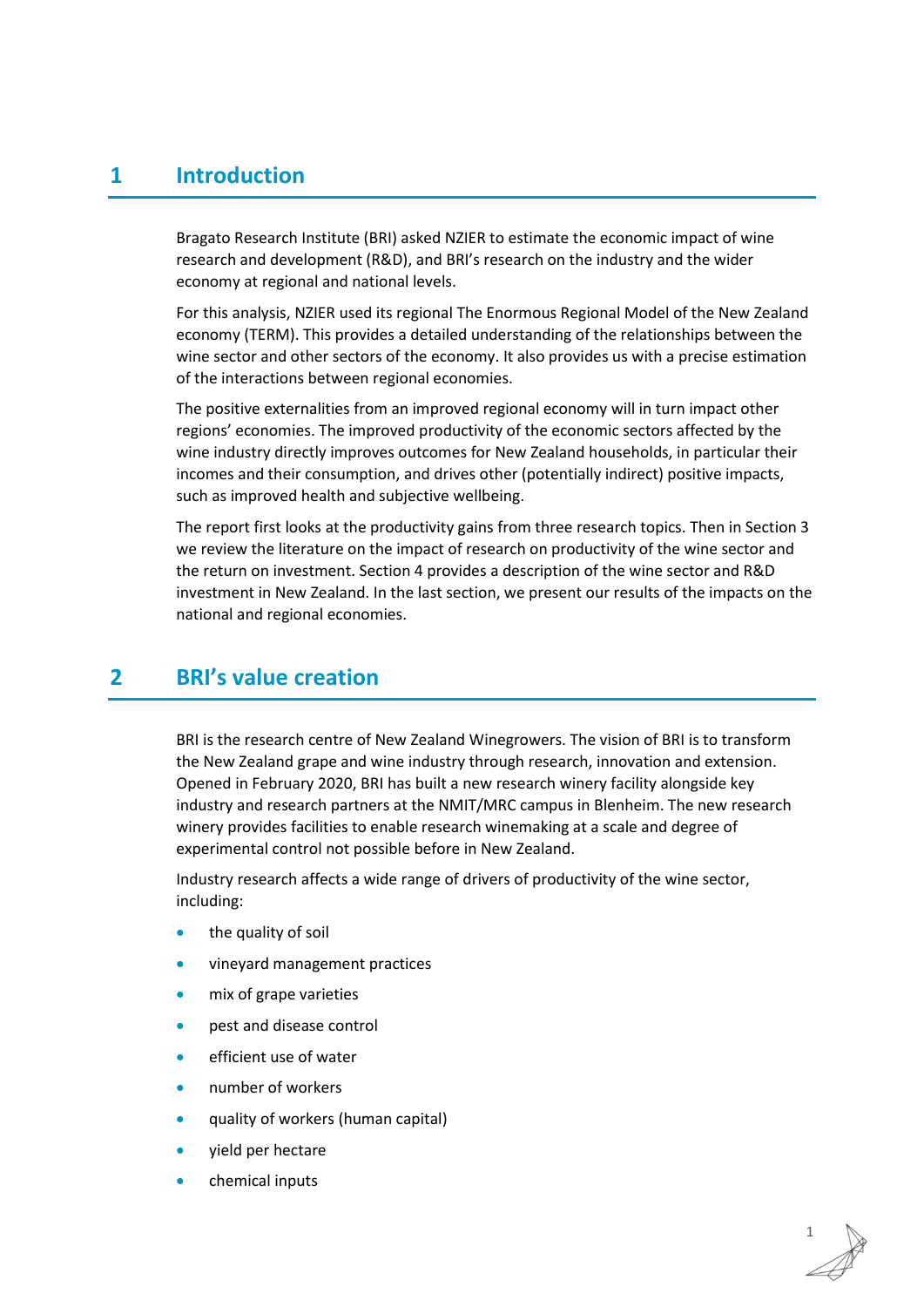# 1 Introduction

Bragato Research Institute (BRI) asked NZIER to estimate the economic impact of wine research and development (R&D), and BRI's research on the industry and the wider economy at regional and national levels.

For this analysis, NZIER used its regional The Enormous Regional Model of the New Zealand economy (TERM). This provides a detailed understanding of the relationships between the wine sector and other sectors of the economy. It also provides us with a precise estimation of the interactions between regional economies.

The positive externalities from an improved regional economy will in turn impact other regions' economies. The improved productivity of the economic sectors affected by the wine industry directly improves outcomes for New Zealand households, in particular their incomes and their consumption, and drives other (potentially indirect) positive impacts, such as improved health and subjective wellbeing.

The report first looks at the productivity gains from three research topics. Then in Section 3 we review the literature on the impact of research on productivity of the wine sector and the return on investment. Section 4 provides a description of the wine sector and R&D investment in New Zealand. In the last section, we present our results of the impacts on the national and regional economies.

# 2 BRI's value creation

BRI is the research centre of New Zealand Winegrowers. The vision of BRI is to transform the New Zealand grape and wine industry through research, innovation and extension. Opened in February 2020, BRI has built a new research winery facility alongside key industry and research partners at the NMIT/MRC campus in Blenheim. The new research winery provides facilities to enable research winemaking at a scale and degree of experimental control not possible before in New Zealand.

Industry research affects a wide range of drivers of productivity of the wine sector, including:

- the quality of soil
- vineyard management practices
- mix of grape varieties
- pest and disease control
- efficient use of water
- number of workers
- quality of workers (human capital)
- yield per hectare
- chemical inputs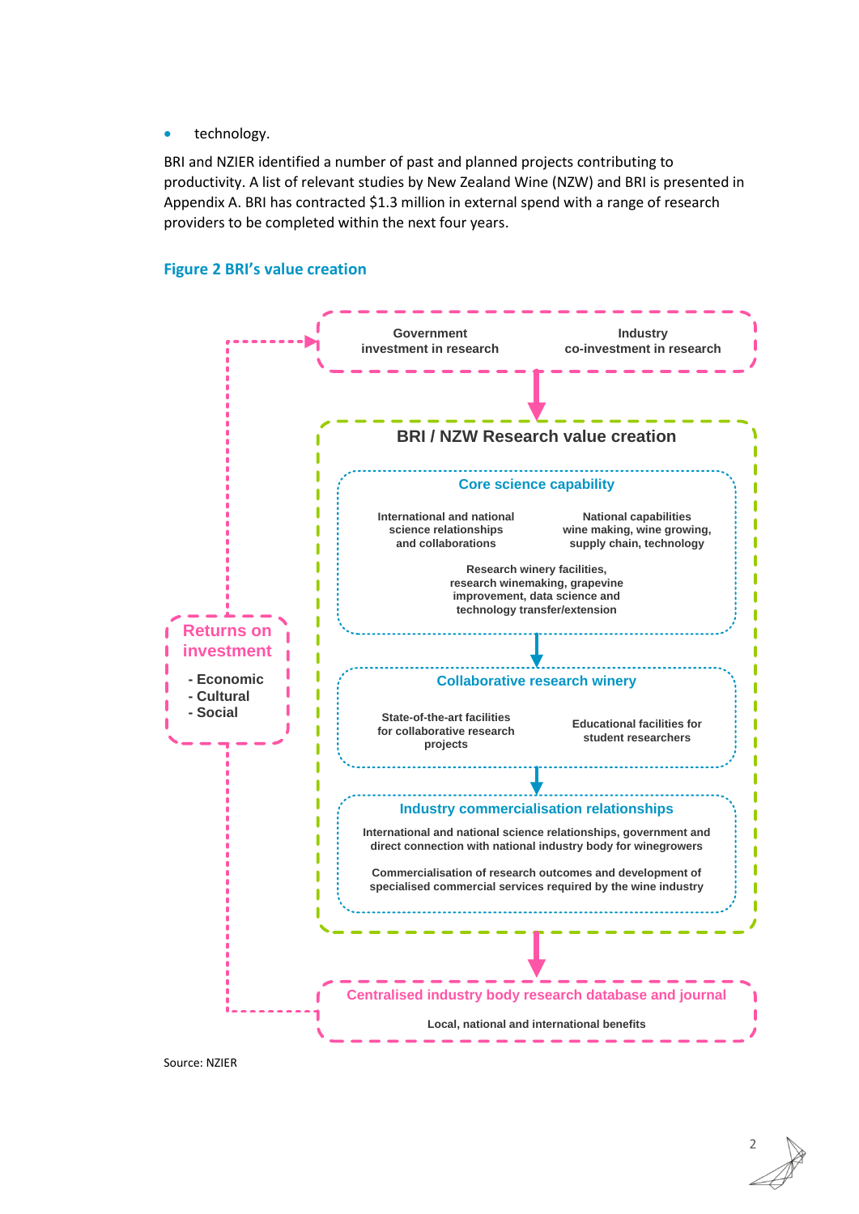- technology.

BRI and NZIER identified a number of past and planned projects contributing to productivity. A list of relevant studies by New Zealand Wine (NZW) and BRI is presented in Appendix A. BRI has contracted $1.3 million in external spend with a range of research providers to be completed within the next four years.

### Figure 2 BRI's value creation

Government investment in research

Industry co-investment in research

BRI / NZW Research value creation

Core science capability

International and national science relationships and collaborations

National capabilities wine making, wine growing, supply chain, technology

Research winery facilities, research winemaking, grapevine improvement, data science and technology transfer/extension

Collaborative research winery

State-of-the-art facilities for collaborative research projects

Educational facilities for student researchers

Industry commercialisation relationships

International and national science relationships, government and direct connection with national industry body for winegrowers

Commercialisation of research outcomes and development of specialised commercial services required by the wine industry

Centralised industry body research database and journal

Local, national and international benefits

Returns on investment

- Economic
- Cultural
- Social

Source: NZIER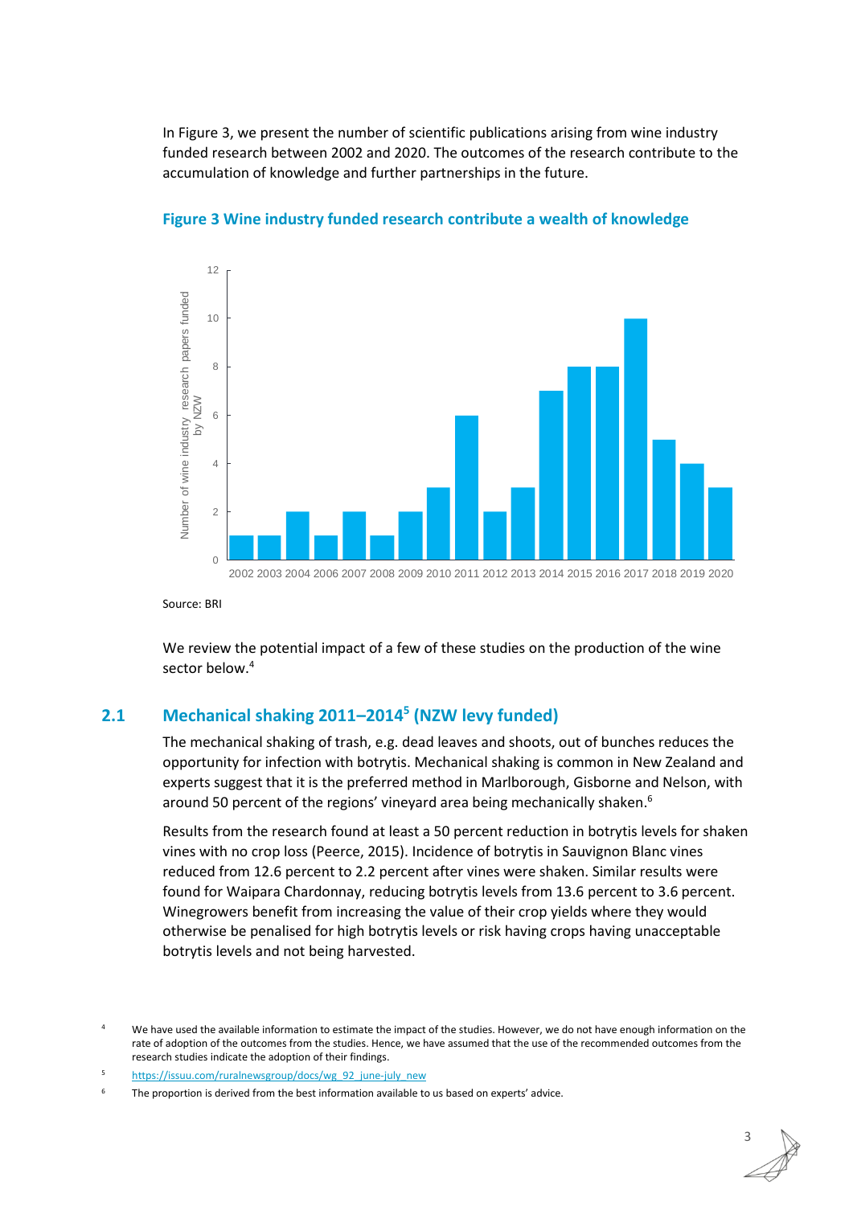In Figure 3, we present the number of scientific publications arising from wine industry funded research between 2002 and 2020. The outcomes of the research contribute to the accumulation of knowledge and further partnerships in the future.

**Figure 3 Wine industry funded research contribute a wealth of knowledge**

Number of wine industry research papers funded by NZW

0
2
4
6
8
10
12

2002 2003 2004 2006 2007 2008 2009 2010 2011 2012 2013 2014 2015 2016 2017 2018 2019 2020

Source: BRI

We review the potential impact of a few of these studies on the production of the wine sector below.[4]

## 2.1 Mechanical shaking 2011–2014[5] (NZW levy funded)

The mechanical shaking of trash, e.g. dead leaves and shoots, out of bunches reduces the opportunity for infection with botrytis. Mechanical shaking is common in New Zealand and experts suggest that it is the preferred method in Marlborough, Gisborne and Nelson, with around 50 percent of the regions' vineyard area being mechanically shaken.[6]

Results from the research found at least a 50 percent reduction in botrytis levels for shaken vines with no crop loss (Peerce, 2015). Incidence of botrytis in Sauvignon Blanc vines reduced from 12.6 percent to 2.2 percent after vines were shaken. Similar results were found for Waipara Chardonnay, reducing botrytis levels from 13.6 percent to 3.6 percent. Winegrowers benefit from increasing the value of their crop yields where they would otherwise be penalised for high botrytis levels or risk having crops having unacceptable botrytis levels and not being harvested.

[4] We have used the available information to estimate the impact of the studies. However, we do not have enough information on the rate of adoption of the outcomes from the studies. Hence, we have assumed that the use of the recommended outcomes from the research studies indicate the adoption of their findings.

[5] https://issuu.com/ruralnewsgroup/docs/wg_92_june-july_new

[6] The proportion is derived from the best information available to us based on experts' advice.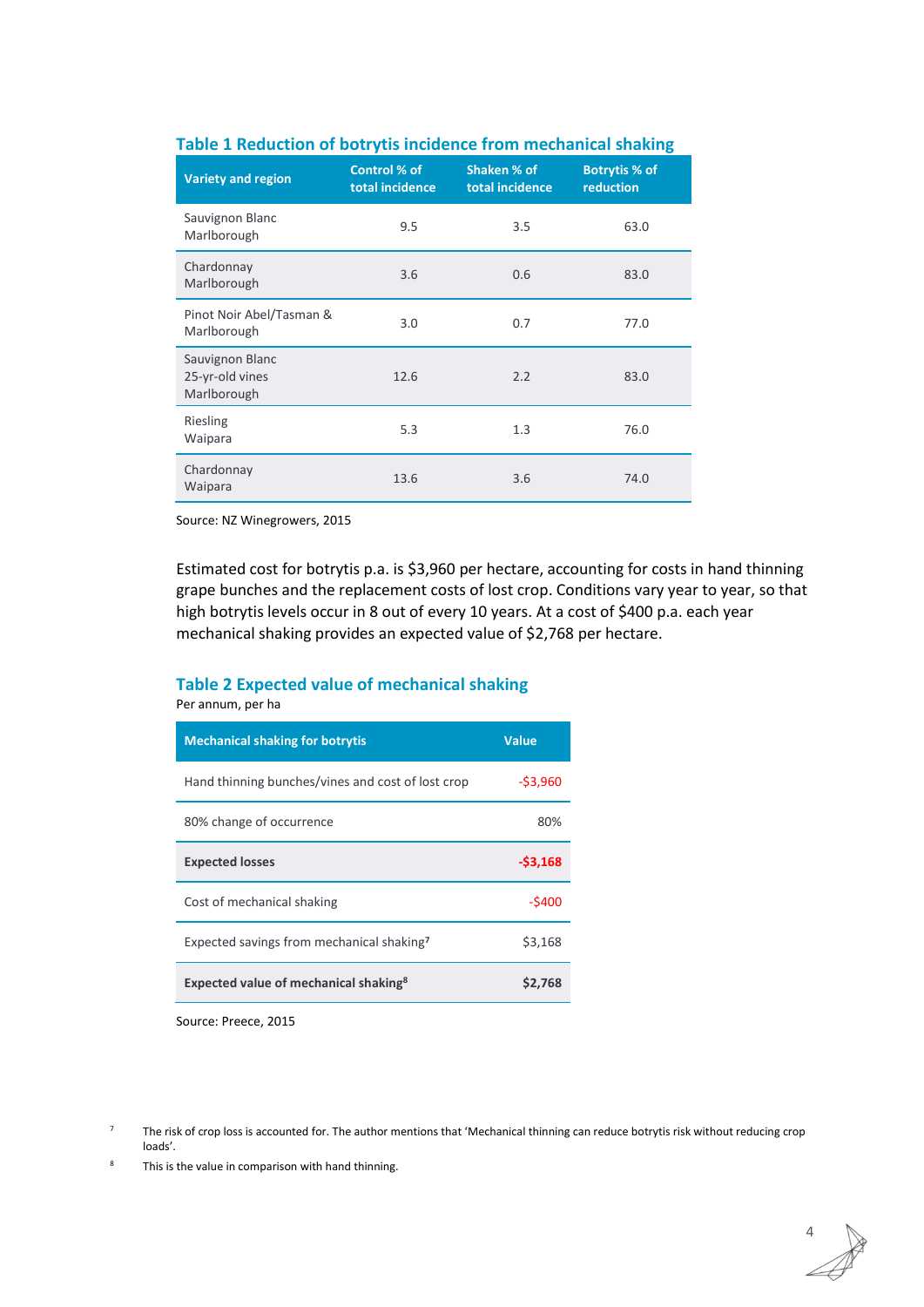### Table 1 Reduction of botrytis incidence from mechanical shaking

| Variety and region | Control % of total incidence | Shaken % of total incidence | Botrytis % of reduction |
|---|---|---|---|
| Sauvignon Blanc Marlborough | 9.5 | 3.5 | 63.0 |
| Chardonnay Marlborough | 3.6 | 0.6 | 83.0 |
| Pinot Noir Abel/Tasman & Marlborough | 3.0 | 0.7 | 77.0 |
| Sauvignon Blanc 25-yr-old vines Marlborough | 12.6 | 2.2 | 83.0 |
| Riesling Waipara | 5.3 | 1.3 | 76.0 |
| Chardonnay Waipara | 13.6 | 3.6 | 74.0 |

Source: NZ Winegrowers, 2015

Estimated cost for botrytis p.a. is $3,960 per hectare, accounting for costs in hand thinning grape bunches and the replacement costs of lost crop. Conditions vary year to year, so that high botrytis levels occur in 8 out of every 10 years. At a cost of $400 p.a. each year mechanical shaking provides an expected value of $2,768 per hectare.

### Table 2 Expected value of mechanical shaking

Per annum, per ha

| Mechanical shaking for botrytis | Value |
|---|---|
| Hand thinning bunches/vines and cost of lost crop | -$3,960 |
| 80% change of occurrence | 80% |
| **Expected losses** | **-$3,168** |
| Cost of mechanical shaking | -$400 |
| Expected savings from mechanical shaking[7] | $3,168 |
| **Expected value of mechanical shaking[8]** | **$2,768** |

Source: Preece, 2015

[7] The risk of crop loss is accounted for. The author mentions that 'Mechanical thinning can reduce botrytis risk without reducing crop loads'.

[8] This is the value in comparison with hand thinning.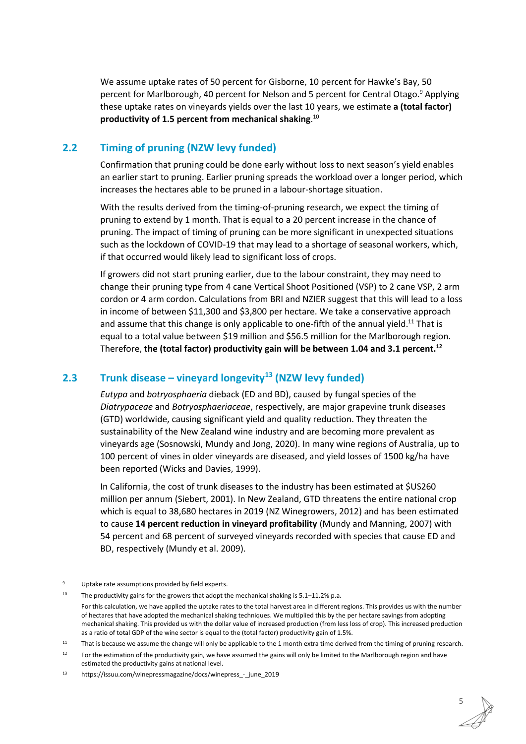We assume uptake rates of 50 percent for Gisborne, 10 percent for Hawke's Bay, 50 percent for Marlborough, 40 percent for Nelson and 5 percent for Central Otago.[9] Applying these uptake rates on vineyards yields over the last 10 years, we estimate **a (total factor) productivity of 1.5 percent from mechanical shaking**.[10]

## 2.2 Timing of pruning (NZW levy funded)

Confirmation that pruning could be done early without loss to next season's yield enables an earlier start to pruning. Earlier pruning spreads the workload over a longer period, which increases the hectares able to be pruned in a labour-shortage situation.

With the results derived from the timing-of-pruning research, we expect the timing of pruning to extend by 1 month. That is equal to a 20 percent increase in the chance of pruning. The impact of timing of pruning can be more significant in unexpected situations such as the lockdown of COVID-19 that may lead to a shortage of seasonal workers, which, if that occurred would likely lead to significant loss of crops.

If growers did not start pruning earlier, due to the labour constraint, they may need to change their pruning type from 4 cane Vertical Shoot Positioned (VSP) to 2 cane VSP, 2 arm cordon or 4 arm cordon. Calculations from BRI and NZIER suggest that this will lead to a loss in income of between $11,300 and $3,800 per hectare. We take a conservative approach and assume that this change is only applicable to one-fifth of the annual yield.[11] That is equal to a total value between $19 million and $56.5 million for the Marlborough region. Therefore, **the (total factor) productivity gain will be between 1.04 and 3.1 percent.**[12]

## 2.3 Trunk disease – vineyard longevity[13] (NZW levy funded)

*Eutypa* and *botryosphaeria* dieback (ED and BD), caused by fungal species of the *Diatrypaceae* and *Botryosphaeriaceae*, respectively, are major grapevine trunk diseases (GTD) worldwide, causing significant yield and quality reduction. They threaten the sustainability of the New Zealand wine industry and are becoming more prevalent as vineyards age (Sosnowski, Mundy and Jong, 2020). In many wine regions of Australia, up to 100 percent of vines in older vineyards are diseased, and yield losses of 1500 kg/ha have been reported (Wicks and Davies, 1999).

In California, the cost of trunk diseases to the industry has been estimated at $US260 million per annum (Siebert, 2001). In New Zealand, GTD threatens the entire national crop which is equal to 38,680 hectares in 2019 (NZ Winegrowers, 2012) and has been estimated to cause **14 percent reduction in vineyard profitability** (Mundy and Manning, 2007) with 54 percent and 68 percent of surveyed vineyards recorded with species that cause ED and BD, respectively (Mundy et al. 2009).

---

[9] Uptake rate assumptions provided by field experts.

[10] The productivity gains for the growers that adopt the mechanical shaking is 5.1–11.2% p.a.
For this calculation, we have applied the uptake rates to the total harvest area in different regions. This provides us with the number of hectares that have adopted the mechanical shaking techniques. We multiplied this by the per hectare savings from adopting mechanical shaking. This provided us with the dollar value of increased production (from less loss of crop). This increased production as a ratio of total GDP of the wine sector is equal to the (total factor) productivity gain of 1.5%.

[11] That is because we assume the change will only be applicable to the 1 month extra time derived from the timing of pruning research.

[12] For the estimation of the productivity gain, we have assumed the gains will only be limited to the Marlborough region and have estimated the productivity gains at national level.

[13] https://issuu.com/winepressmagazine/docs/winepress_-_june_2019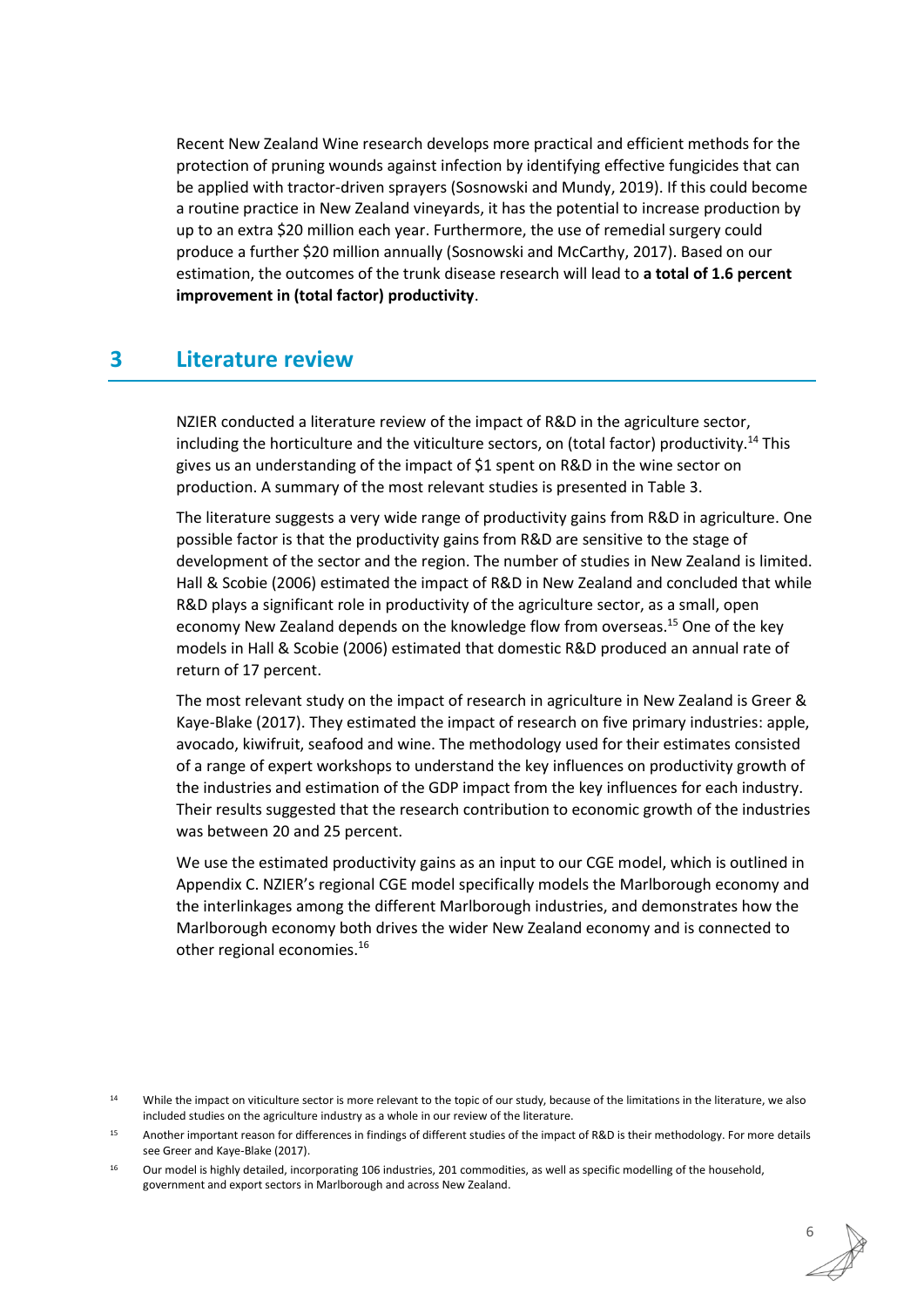Recent New Zealand Wine research develops more practical and efficient methods for the protection of pruning wounds against infection by identifying effective fungicides that can be applied with tractor-driven sprayers (Sosnowski and Mundy, 2019). If this could become a routine practice in New Zealand vineyards, it has the potential to increase production by up to an extra $20 million each year. Furthermore, the use of remedial surgery could produce a further $20 million annually (Sosnowski and McCarthy, 2017). Based on our estimation, the outcomes of the trunk disease research will lead to **a total of 1.6 percent improvement in (total factor) productivity**.

# 3 Literature review

NZIER conducted a literature review of the impact of R&D in the agriculture sector, including the horticulture and the viticulture sectors, on (total factor) productivity.[14] This gives us an understanding of the impact of $1 spent on R&D in the wine sector on production. A summary of the most relevant studies is presented in Table 3.

The literature suggests a very wide range of productivity gains from R&D in agriculture. One possible factor is that the productivity gains from R&D are sensitive to the stage of development of the sector and the region. The number of studies in New Zealand is limited. Hall & Scobie (2006) estimated the impact of R&D in New Zealand and concluded that while R&D plays a significant role in productivity of the agriculture sector, as a small, open economy New Zealand depends on the knowledge flow from overseas.[15] One of the key models in Hall & Scobie (2006) estimated that domestic R&D produced an annual rate of return of 17 percent.

The most relevant study on the impact of research in agriculture in New Zealand is Greer & Kaye-Blake (2017). They estimated the impact of research on five primary industries: apple, avocado, kiwifruit, seafood and wine. The methodology used for their estimates consisted of a range of expert workshops to understand the key influences on productivity growth of the industries and estimation of the GDP impact from the key influences for each industry. Their results suggested that the research contribution to economic growth of the industries was between 20 and 25 percent.

We use the estimated productivity gains as an input to our CGE model, which is outlined in Appendix C. NZIER's regional CGE model specifically models the Marlborough economy and the interlinkages among the different Marlborough industries, and demonstrates how the Marlborough economy both drives the wider New Zealand economy and is connected to other regional economies.[16]

---

[14] While the impact on viticulture sector is more relevant to the topic of our study, because of the limitations in the literature, we also included studies on the agriculture industry as a whole in our review of the literature.

[15] Another important reason for differences in findings of different studies of the impact of R&D is their methodology. For more details see Greer and Kaye-Blake (2017).

[16] Our model is highly detailed, incorporating 106 industries, 201 commodities, as well as specific modelling of the household, government and export sectors in Marlborough and across New Zealand.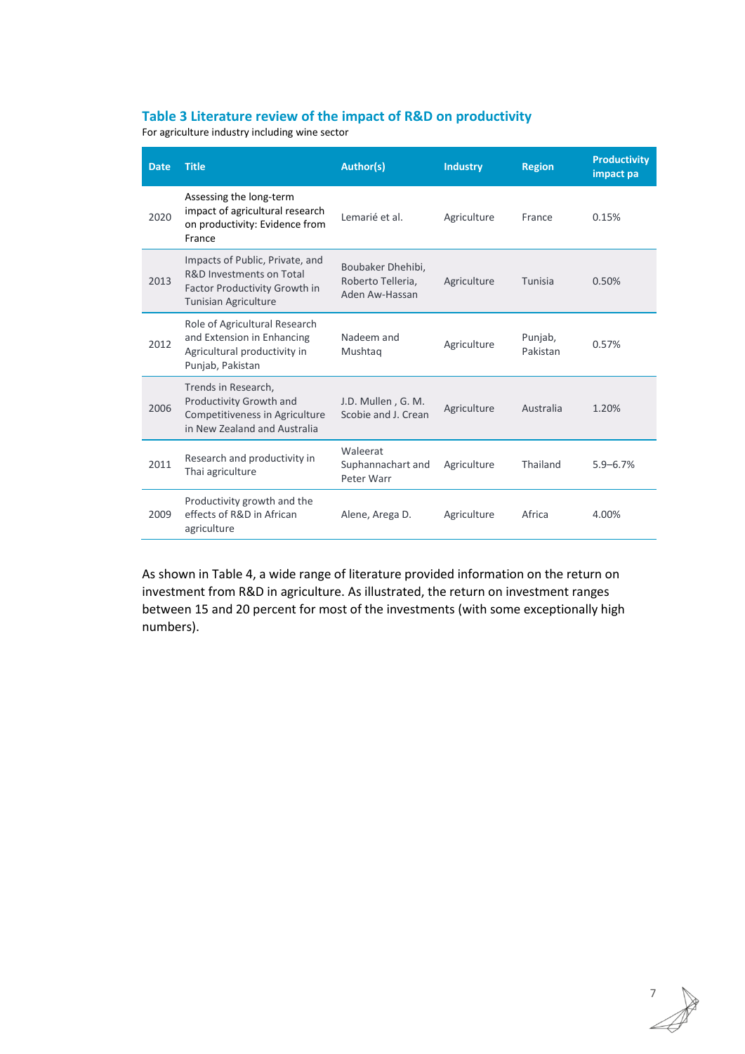### Table 3 Literature review of the impact of R&D on productivity

For agriculture industry including wine sector

| Date | Title | Author(s) | Industry | Region | Productivity impact pa |
|---|---|---|---|---|---|
| 2020 | Assessing the long-term impact of agricultural research on productivity: Evidence from France | Lemarié et al. | Agriculture | France | 0.15% |
| 2013 | Impacts of Public, Private, and R&D Investments on Total Factor Productivity Growth in Tunisian Agriculture | Boubaker Dhehibi, Roberto Telleria, Aden Aw-Hassan | Agriculture | Tunisia | 0.50% |
| 2012 | Role of Agricultural Research and Extension in Enhancing Agricultural productivity in Punjab, Pakistan | Nadeem and Mushtaq | Agriculture | Punjab, Pakistan | 0.57% |
| 2006 | Trends in Research, Productivity Growth and Competitiveness in Agriculture in New Zealand and Australia | J.D. Mullen , G. M. Scobie and J. Crean | Agriculture | Australia | 1.20% |
| 2011 | Research and productivity in Thai agriculture | Waleerat Suphannachart and Peter Warr | Agriculture | Thailand | 5.9–6.7% |
| 2009 | Productivity growth and the effects of R&D in African agriculture | Alene, Arega D. | Agriculture | Africa | 4.00% |

As shown in Table 4, a wide range of literature provided information on the return on investment from R&D in agriculture. As illustrated, the return on investment ranges between 15 and 20 percent for most of the investments (with some exceptionally high numbers).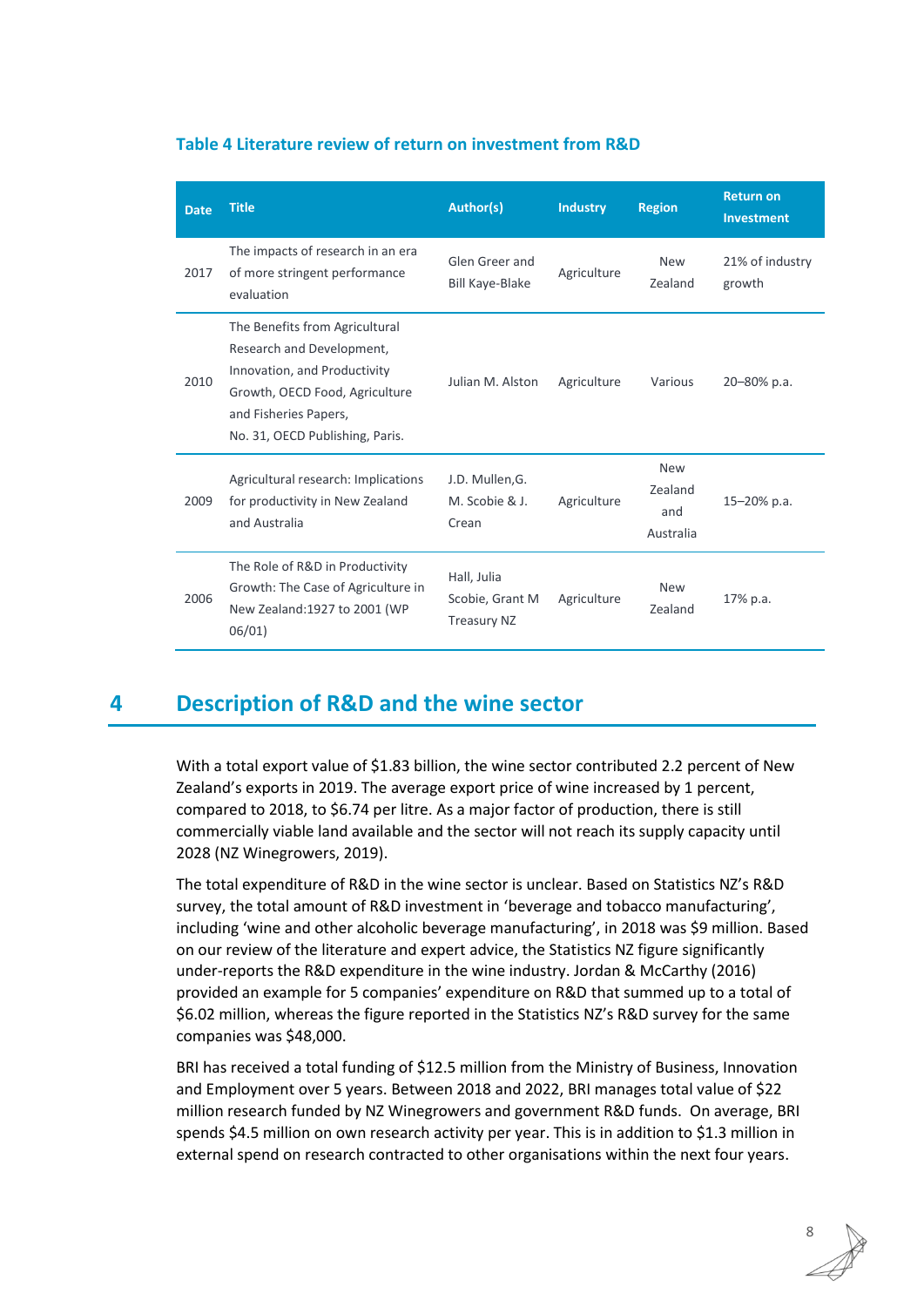**Table 4 Literature review of return on investment from R&D**

| Date | Title | Author(s) | Industry | Region | Return on Investment |
|---|---|---|---|---|---|
| 2017 | The impacts of research in an era of more stringent performance evaluation | Glen Greer and Bill Kaye-Blake | Agriculture | New Zealand | 21% of industry growth |
| 2010 | The Benefits from Agricultural Research and Development, Innovation, and Productivity Growth, OECD Food, Agriculture and Fisheries Papers, No. 31, OECD Publishing, Paris. | Julian M. Alston | Agriculture | Various | 20–80% p.a. |
| 2009 | Agricultural research: Implications for productivity in New Zealand and Australia | J.D. Mullen,G. M. Scobie & J. Crean | Agriculture | New Zealand and Australia | 15–20% p.a. |
| 2006 | The Role of R&D in Productivity Growth: The Case of Agriculture in New Zealand:1927 to 2001 (WP 06/01) | Hall, Julia Scobie, Grant M Treasury NZ | Agriculture | New Zealand | 17% p.a. |

# 4 Description of R&D and the wine sector

With a total export value of $1.83 billion, the wine sector contributed 2.2 percent of New Zealand's exports in 2019. The average export price of wine increased by 1 percent, compared to 2018, to $6.74 per litre. As a major factor of production, there is still commercially viable land available and the sector will not reach its supply capacity until 2028 (NZ Winegrowers, 2019).

The total expenditure of R&D in the wine sector is unclear. Based on Statistics NZ's R&D survey, the total amount of R&D investment in 'beverage and tobacco manufacturing', including 'wine and other alcoholic beverage manufacturing', in 2018 was $9 million. Based on our review of the literature and expert advice, the Statistics NZ figure significantly under-reports the R&D expenditure in the wine industry. Jordan & McCarthy (2016) provided an example for 5 companies' expenditure on R&D that summed up to a total of $6.02 million, whereas the figure reported in the Statistics NZ's R&D survey for the same companies was $48,000.

BRI has received a total funding of $12.5 million from the Ministry of Business, Innovation and Employment over 5 years. Between 2018 and 2022, BRI manages total value of $22 million research funded by NZ Winegrowers and government R&D funds. On average, BRI spends $4.5 million on own research activity per year. This is in addition to $1.3 million in external spend on research contracted to other organisations within the next four years.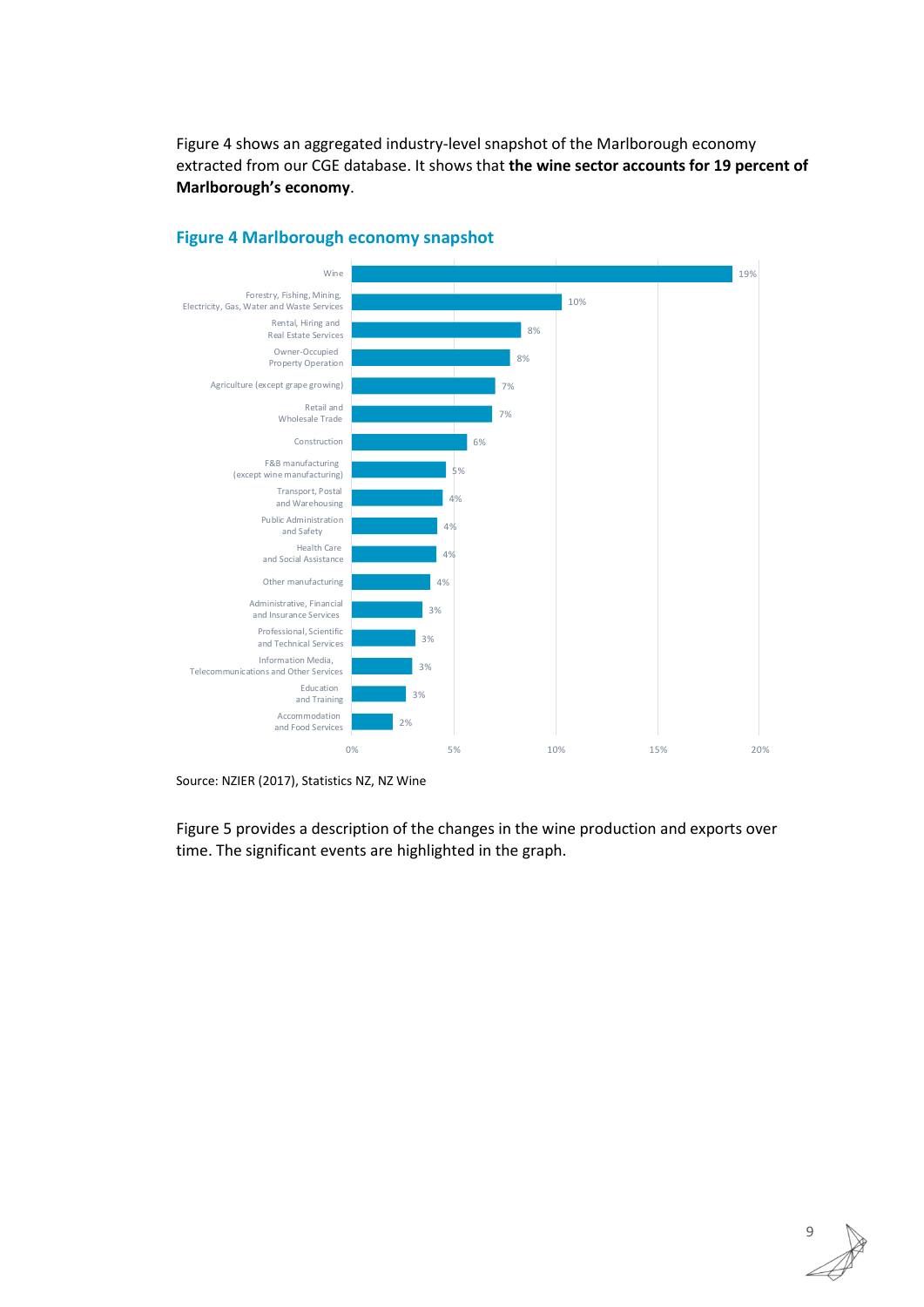Figure 4 shows an aggregated industry-level snapshot of the Marlborough economy extracted from our CGE database. It shows that **the wine sector accounts for 19 percent of Marlborough's economy**.

### Figure 4 Marlborough economy snapshot

Wine 19%
Forestry, Fishing, Mining, Electricity, Gas, Water and Waste Services 10%
Rental, Hiring and Real Estate Services 8%
Owner-Occupied Property Operation 8%
Agriculture (except grape growing) 7%
Retail and Wholesale Trade 7%
Construction 6%
F&B manufacturing (except wine manufacturing) 5%
Transport, Postal and Warehousing 4%
Public Administration and Safety 4%
Health Care and Social Assistance 4%
Other manufacturing 4%
Administrative, Financial and Insurance Services 3%
Professional, Scientific and Technical Services 3%
Information Media, Telecommunications and Other Services 3%
Education and Training 3%
Accommodation and Food Services 2%

0% 5% 10% 15% 20%

Source: NZIER (2017), Statistics NZ, NZ Wine

Figure 5 provides a description of the changes in the wine production and exports over time. The significant events are highlighted in the graph.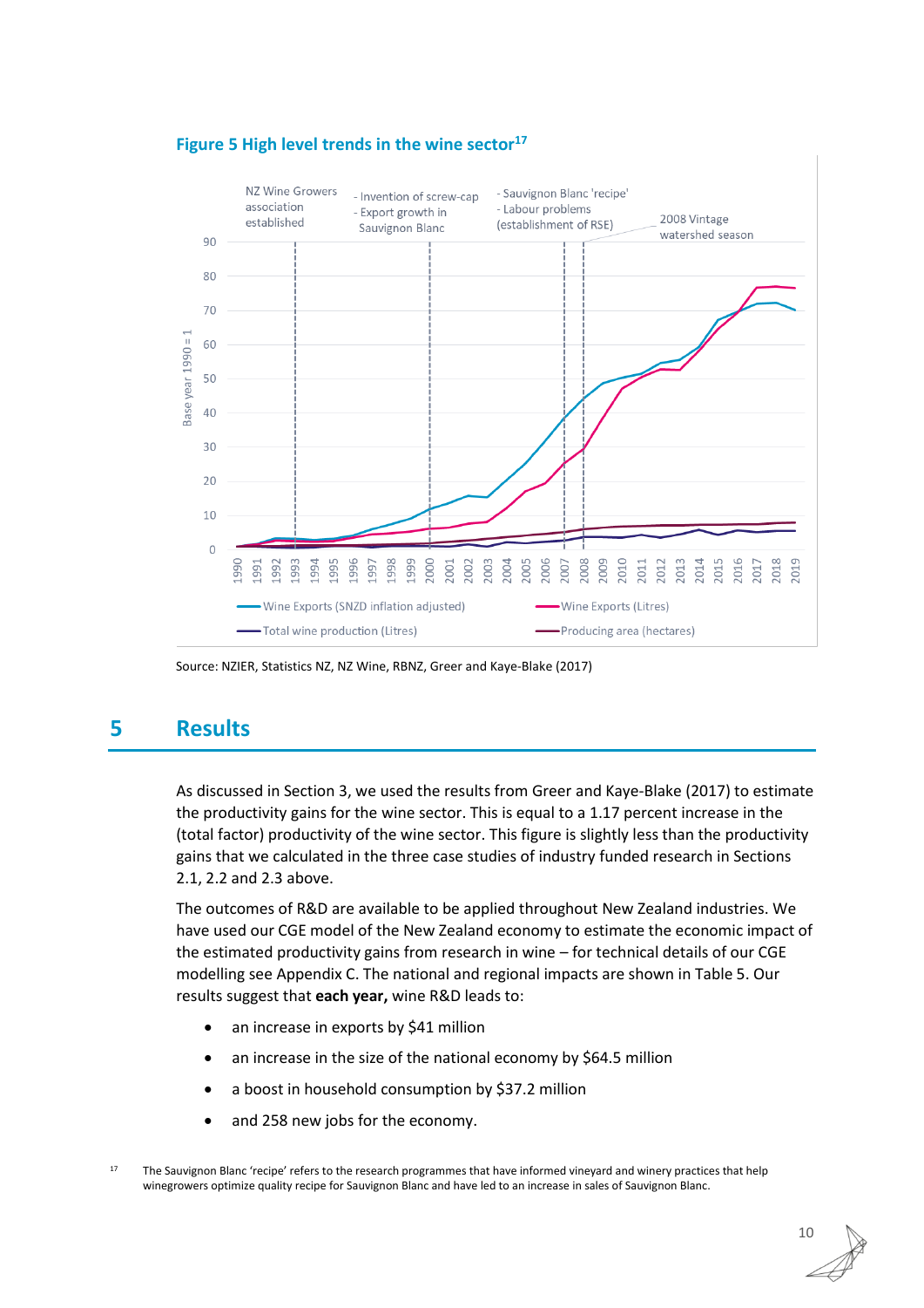**Figure 5 High level trends in the wine sector**[17]

NZ Wine Growers association established

- Invention of screw-cap
- Export growth in Sauvignon Blanc

- Sauvignon Blanc 'recipe'
- Labour problems (establishment of RSE)

2008 Vintage watershed season

Base year 1990 = 1

0
10
20
30
40
50
60
70
80
90

1990 1991 1992 1993 1994 1995 1996 1997 1998 1999 2000 2001 2002 2003 2004 2005 2006 2007 2008 2009 2010 2011 2012 2013 2014 2015 2016 2017 2018 2019

Wine Exports ($NZD inflation adjusted)
Wine Exports (Litres)
Total wine production (Litres)
Producing area (hectares)

Source: NZIER, Statistics NZ, NZ Wine, RBNZ, Greer and Kaye-Blake (2017)

# 5 Results

As discussed in Section 3, we used the results from Greer and Kaye-Blake (2017) to estimate the productivity gains for the wine sector. This is equal to a 1.17 percent increase in the (total factor) productivity of the wine sector. This figure is slightly less than the productivity gains that we calculated in the three case studies of industry funded research in Sections 2.1, 2.2 and 2.3 above.

The outcomes of R&D are available to be applied throughout New Zealand industries. We have used our CGE model of the New Zealand economy to estimate the economic impact of the estimated productivity gains from research in wine – for technical details of our CGE modelling see Appendix C. The national and regional impacts are shown in Table 5. Our results suggest that **each year,** wine R&D leads to:

- an increase in exports by $41 million
- an increase in the size of the national economy by $64.5 million
- a boost in household consumption by $37.2 million
- and 258 new jobs for the economy.

[17] The Sauvignon Blanc 'recipe' refers to the research programmes that have informed vineyard and winery practices that help winegrowers optimize quality recipe for Sauvignon Blanc and have led to an increase in sales of Sauvignon Blanc.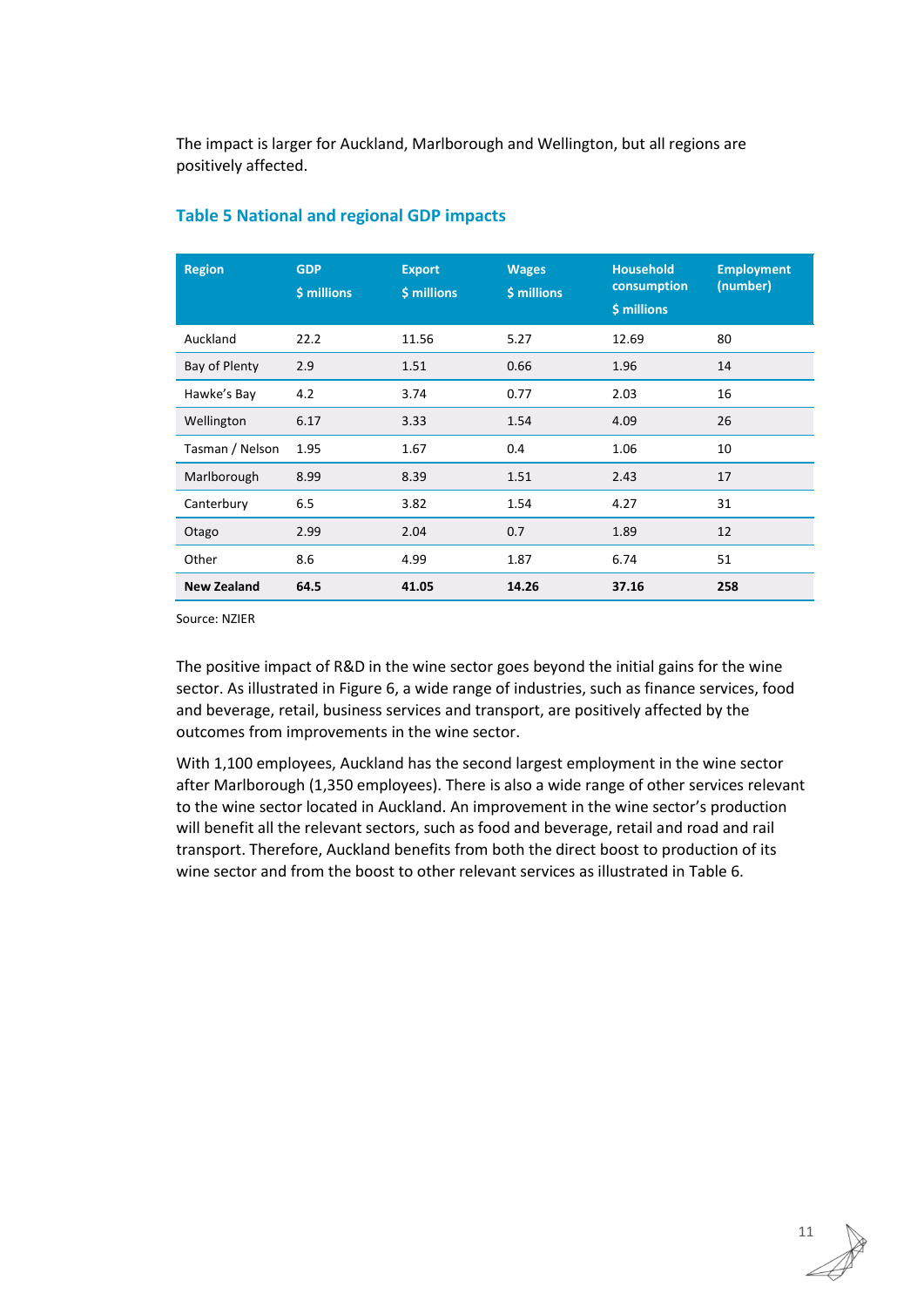The impact is larger for Auckland, Marlborough and Wellington, but all regions are positively affected.

### Table 5 National and regional GDP impacts

| Region | GDP $ millions | Export $ millions | Wages $ millions | Household consumption $ millions | Employment (number) |
|---|---|---|---|---|---|
| Auckland | 22.2 | 11.56 | 5.27 | 12.69 | 80 |
| Bay of Plenty | 2.9 | 1.51 | 0.66 | 1.96 | 14 |
| Hawke's Bay | 4.2 | 3.74 | 0.77 | 2.03 | 16 |
| Wellington | 6.17 | 3.33 | 1.54 | 4.09 | 26 |
| Tasman / Nelson | 1.95 | 1.67 | 0.4 | 1.06 | 10 |
| Marlborough | 8.99 | 8.39 | 1.51 | 2.43 | 17 |
| Canterbury | 6.5 | 3.82 | 1.54 | 4.27 | 31 |
| Otago | 2.99 | 2.04 | 0.7 | 1.89 | 12 |
| Other | 8.6 | 4.99 | 1.87 | 6.74 | 51 |
| **New Zealand** | **64.5** | **41.05** | **14.26** | **37.16** | **258** |

Source: NZIER

The positive impact of R&D in the wine sector goes beyond the initial gains for the wine sector. As illustrated in Figure 6, a wide range of industries, such as finance services, food and beverage, retail, business services and transport, are positively affected by the outcomes from improvements in the wine sector.

With 1,100 employees, Auckland has the second largest employment in the wine sector after Marlborough (1,350 employees). There is also a wide range of other services relevant to the wine sector located in Auckland. An improvement in the wine sector's production will benefit all the relevant sectors, such as food and beverage, retail and road and rail transport. Therefore, Auckland benefits from both the direct boost to production of its wine sector and from the boost to other relevant services as illustrated in Table 6.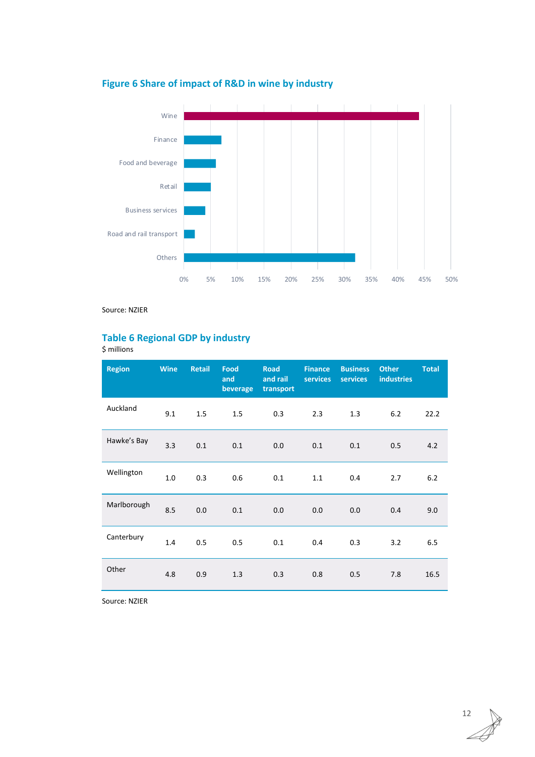## Figure 6 Share of impact of R&D in wine by industry

Wine
Finance
Food and beverage
Retail
Business services
Road and rail transport
Others

0% 5% 10% 15% 20% 25% 30% 35% 40% 45% 50%

Source: NZIER

## Table 6 Regional GDP by industry

$ millions

| Region | Wine | Retail | Food and beverage | Road and rail transport | Finance services | Business services | Other industries | Total |
|---|---|---|---|---|---|---|---|---|
| Auckland | 9.1 | 1.5 | 1.5 | 0.3 | 2.3 | 1.3 | 6.2 | 22.2 |
| Hawke's Bay | 3.3 | 0.1 | 0.1 | 0.0 | 0.1 | 0.1 | 0.5 | 4.2 |
| Wellington | 1.0 | 0.3 | 0.6 | 0.1 | 1.1 | 0.4 | 2.7 | 6.2 |
| Marlborough | 8.5 | 0.0 | 0.1 | 0.0 | 0.0 | 0.0 | 0.4 | 9.0 |
| Canterbury | 1.4 | 0.5 | 0.5 | 0.1 | 0.4 | 0.3 | 3.2 | 6.5 |
| Other | 4.8 | 0.9 | 1.3 | 0.3 | 0.8 | 0.5 | 7.8 | 16.5 |

Source: NZIER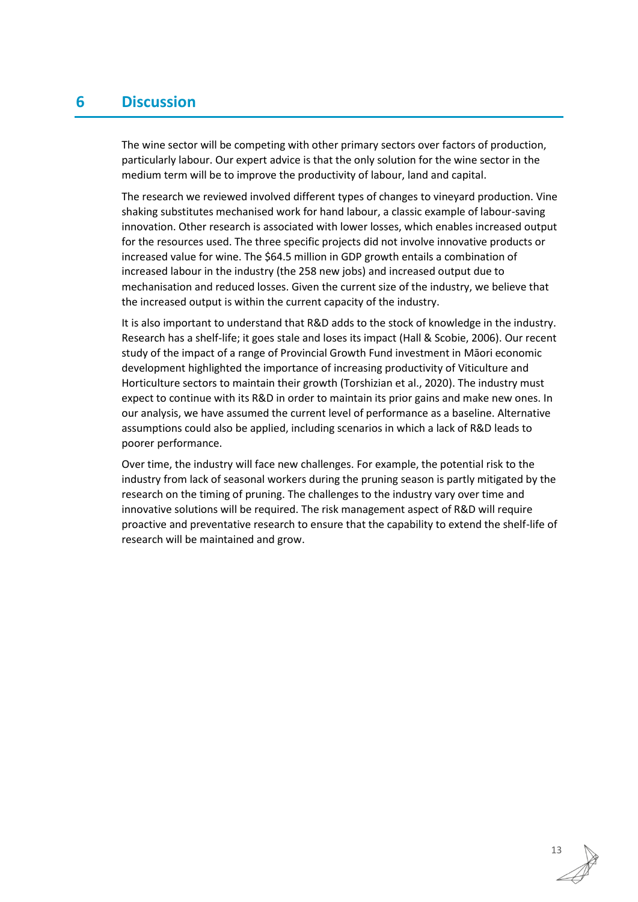# 6 Discussion

The wine sector will be competing with other primary sectors over factors of production, particularly labour. Our expert advice is that the only solution for the wine sector in the medium term will be to improve the productivity of labour, land and capital.

The research we reviewed involved different types of changes to vineyard production. Vine shaking substitutes mechanised work for hand labour, a classic example of labour-saving innovation. Other research is associated with lower losses, which enables increased output for the resources used. The three specific projects did not involve innovative products or increased value for wine. The $64.5 million in GDP growth entails a combination of increased labour in the industry (the 258 new jobs) and increased output due to mechanisation and reduced losses. Given the current size of the industry, we believe that the increased output is within the current capacity of the industry.

It is also important to understand that R&D adds to the stock of knowledge in the industry. Research has a shelf-life; it goes stale and loses its impact (Hall & Scobie, 2006). Our recent study of the impact of a range of Provincial Growth Fund investment in Māori economic development highlighted the importance of increasing productivity of Viticulture and Horticulture sectors to maintain their growth (Torshizian et al., 2020). The industry must expect to continue with its R&D in order to maintain its prior gains and make new ones. In our analysis, we have assumed the current level of performance as a baseline. Alternative assumptions could also be applied, including scenarios in which a lack of R&D leads to poorer performance.

Over time, the industry will face new challenges. For example, the potential risk to the industry from lack of seasonal workers during the pruning season is partly mitigated by the research on the timing of pruning. The challenges to the industry vary over time and innovative solutions will be required. The risk management aspect of R&D will require proactive and preventative research to ensure that the capability to extend the shelf-life of research will be maintained and grow.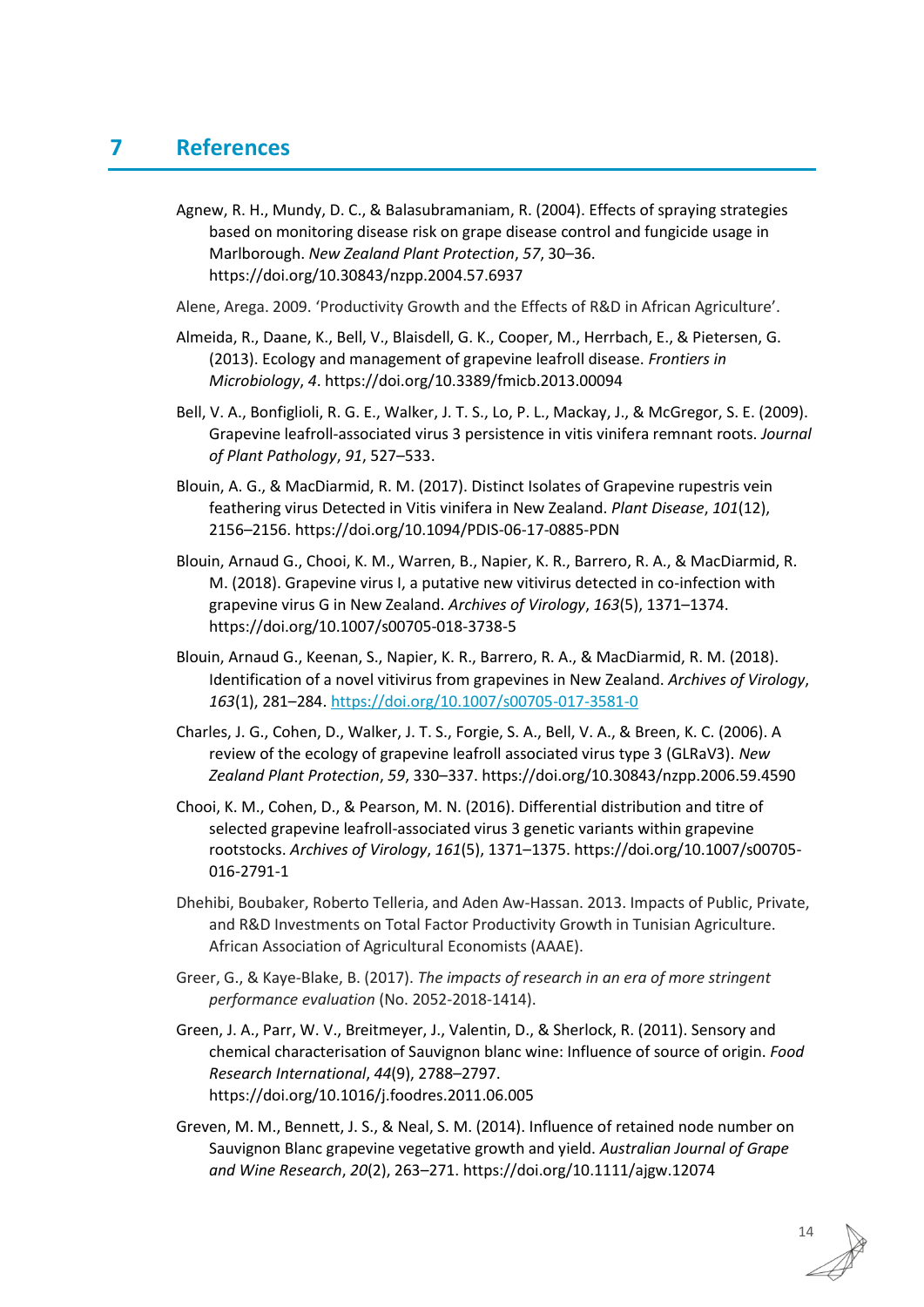# 7 References

Agnew, R. H., Mundy, D. C., & Balasubramaniam, R. (2004). Effects of spraying strategies based on monitoring disease risk on grape disease control and fungicide usage in Marlborough. *New Zealand Plant Protection*, *57*, 30–36. https://doi.org/10.30843/nzpp.2004.57.6937

Alene, Arega. 2009. 'Productivity Growth and the Effects of R&D in African Agriculture'.

Almeida, R., Daane, K., Bell, V., Blaisdell, G. K., Cooper, M., Herrbach, E., & Pietersen, G. (2013). Ecology and management of grapevine leafroll disease. *Frontiers in Microbiology*, *4*. https://doi.org/10.3389/fmicb.2013.00094

Bell, V. A., Bonfiglioli, R. G. E., Walker, J. T. S., Lo, P. L., Mackay, J., & McGregor, S. E. (2009). Grapevine leafroll-associated virus 3 persistence in vitis vinifera remnant roots. *Journal of Plant Pathology*, *91*, 527–533.

Blouin, A. G., & MacDiarmid, R. M. (2017). Distinct Isolates of Grapevine rupestris vein feathering virus Detected in Vitis vinifera in New Zealand. *Plant Disease*, *101*(12), 2156–2156. https://doi.org/10.1094/PDIS-06-17-0885-PDN

Blouin, Arnaud G., Chooi, K. M., Warren, B., Napier, K. R., Barrero, R. A., & MacDiarmid, R. M. (2018). Grapevine virus I, a putative new vitivirus detected in co-infection with grapevine virus G in New Zealand. *Archives of Virology*, *163*(5), 1371–1374. https://doi.org/10.1007/s00705-018-3738-5

Blouin, Arnaud G., Keenan, S., Napier, K. R., Barrero, R. A., & MacDiarmid, R. M. (2018). Identification of a novel vitivirus from grapevines in New Zealand. *Archives of Virology*, *163*(1), 281–284. https://doi.org/10.1007/s00705-017-3581-0

Charles, J. G., Cohen, D., Walker, J. T. S., Forgie, S. A., Bell, V. A., & Breen, K. C. (2006). A review of the ecology of grapevine leafroll associated virus type 3 (GLRaV3). *New Zealand Plant Protection*, *59*, 330–337. https://doi.org/10.30843/nzpp.2006.59.4590

Chooi, K. M., Cohen, D., & Pearson, M. N. (2016). Differential distribution and titre of selected grapevine leafroll-associated virus 3 genetic variants within grapevine rootstocks. *Archives of Virology*, *161*(5), 1371–1375. https://doi.org/10.1007/s00705-016-2791-1

Dhehibi, Boubaker, Roberto Telleria, and Aden Aw-Hassan. 2013. Impacts of Public, Private, and R&D Investments on Total Factor Productivity Growth in Tunisian Agriculture. African Association of Agricultural Economists (AAAE).

Greer, G., & Kaye-Blake, B. (2017). *The impacts of research in an era of more stringent performance evaluation* (No. 2052-2018-1414).

Green, J. A., Parr, W. V., Breitmeyer, J., Valentin, D., & Sherlock, R. (2011). Sensory and chemical characterisation of Sauvignon blanc wine: Influence of source of origin. *Food Research International*, *44*(9), 2788–2797. https://doi.org/10.1016/j.foodres.2011.06.005

Greven, M. M., Bennett, J. S., & Neal, S. M. (2014). Influence of retained node number on Sauvignon Blanc grapevine vegetative growth and yield. *Australian Journal of Grape and Wine Research*, *20*(2), 263–271. https://doi.org/10.1111/ajgw.12074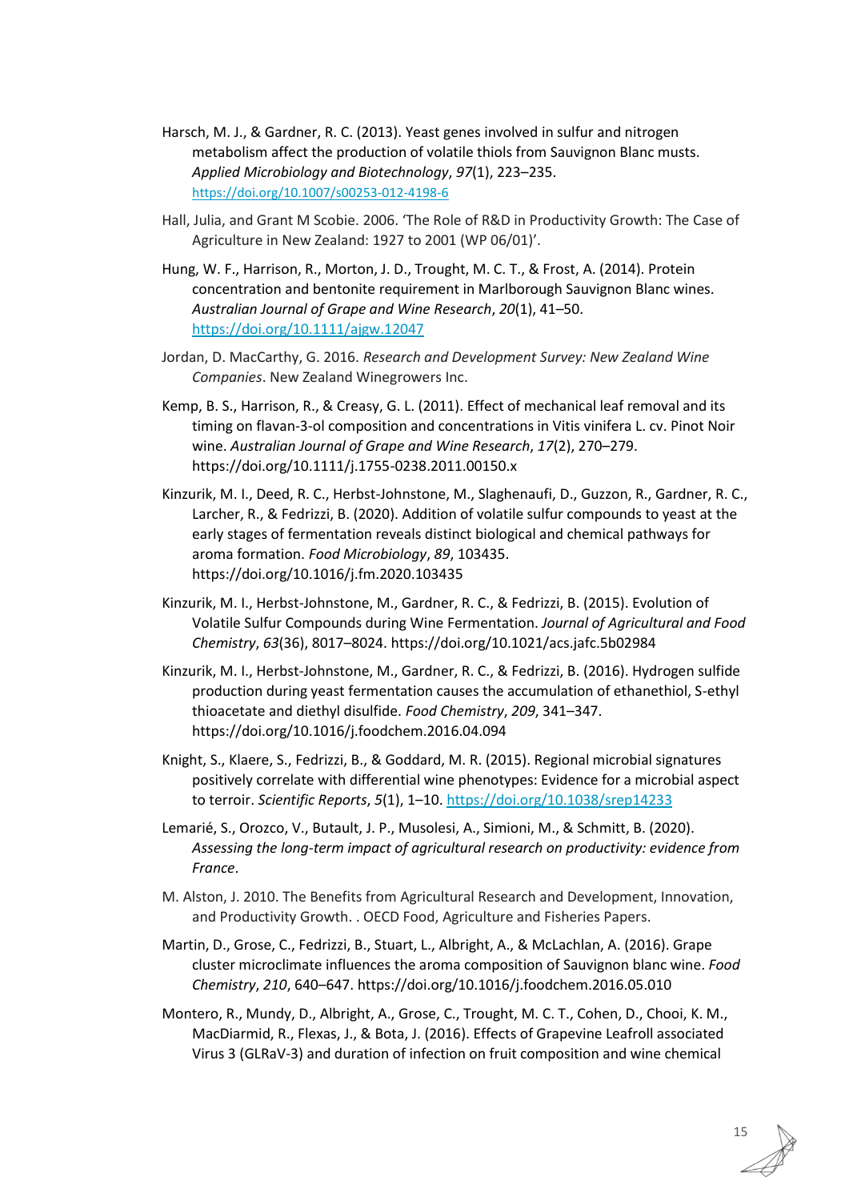Harsch, M. J., & Gardner, R. C. (2013). Yeast genes involved in sulfur and nitrogen metabolism affect the production of volatile thiols from Sauvignon Blanc musts. *Applied Microbiology and Biotechnology*, *97*(1), 223–235. https://doi.org/10.1007/s00253-012-4198-6

Hall, Julia, and Grant M Scobie. 2006. 'The Role of R&D in Productivity Growth: The Case of Agriculture in New Zealand: 1927 to 2001 (WP 06/01)'.

Hung, W. F., Harrison, R., Morton, J. D., Trought, M. C. T., & Frost, A. (2014). Protein concentration and bentonite requirement in Marlborough Sauvignon Blanc wines. *Australian Journal of Grape and Wine Research*, *20*(1), 41–50. https://doi.org/10.1111/ajgw.12047

Jordan, D. MacCarthy, G. 2016. *Research and Development Survey: New Zealand Wine Companies*. New Zealand Winegrowers Inc.

Kemp, B. S., Harrison, R., & Creasy, G. L. (2011). Effect of mechanical leaf removal and its timing on flavan-3-ol composition and concentrations in Vitis vinifera L. cv. Pinot Noir wine. *Australian Journal of Grape and Wine Research*, *17*(2), 270–279. https://doi.org/10.1111/j.1755-0238.2011.00150.x

Kinzurik, M. I., Deed, R. C., Herbst-Johnstone, M., Slaghenaufi, D., Guzzon, R., Gardner, R. C., Larcher, R., & Fedrizzi, B. (2020). Addition of volatile sulfur compounds to yeast at the early stages of fermentation reveals distinct biological and chemical pathways for aroma formation. *Food Microbiology*, *89*, 103435. https://doi.org/10.1016/j.fm.2020.103435

Kinzurik, M. I., Herbst-Johnstone, M., Gardner, R. C., & Fedrizzi, B. (2015). Evolution of Volatile Sulfur Compounds during Wine Fermentation. *Journal of Agricultural and Food Chemistry*, *63*(36), 8017–8024. https://doi.org/10.1021/acs.jafc.5b02984

Kinzurik, M. I., Herbst-Johnstone, M., Gardner, R. C., & Fedrizzi, B. (2016). Hydrogen sulfide production during yeast fermentation causes the accumulation of ethanethiol, S-ethyl thioacetate and diethyl disulfide. *Food Chemistry*, *209*, 341–347. https://doi.org/10.1016/j.foodchem.2016.04.094

Knight, S., Klaere, S., Fedrizzi, B., & Goddard, M. R. (2015). Regional microbial signatures positively correlate with differential wine phenotypes: Evidence for a microbial aspect to terroir. *Scientific Reports*, *5*(1), 1–10. https://doi.org/10.1038/srep14233

Lemarié, S., Orozco, V., Butault, J. P., Musolesi, A., Simioni, M., & Schmitt, B. (2020). *Assessing the long-term impact of agricultural research on productivity: evidence from France*.

M. Alston, J. 2010. The Benefits from Agricultural Research and Development, Innovation, and Productivity Growth. . OECD Food, Agriculture and Fisheries Papers.

Martin, D., Grose, C., Fedrizzi, B., Stuart, L., Albright, A., & McLachlan, A. (2016). Grape cluster microclimate influences the aroma composition of Sauvignon blanc wine. *Food Chemistry*, *210*, 640–647. https://doi.org/10.1016/j.foodchem.2016.05.010

Montero, R., Mundy, D., Albright, A., Grose, C., Trought, M. C. T., Cohen, D., Chooi, K. M., MacDiarmid, R., Flexas, J., & Bota, J. (2016). Effects of Grapevine Leafroll associated Virus 3 (GLRaV-3) and duration of infection on fruit composition and wine chemical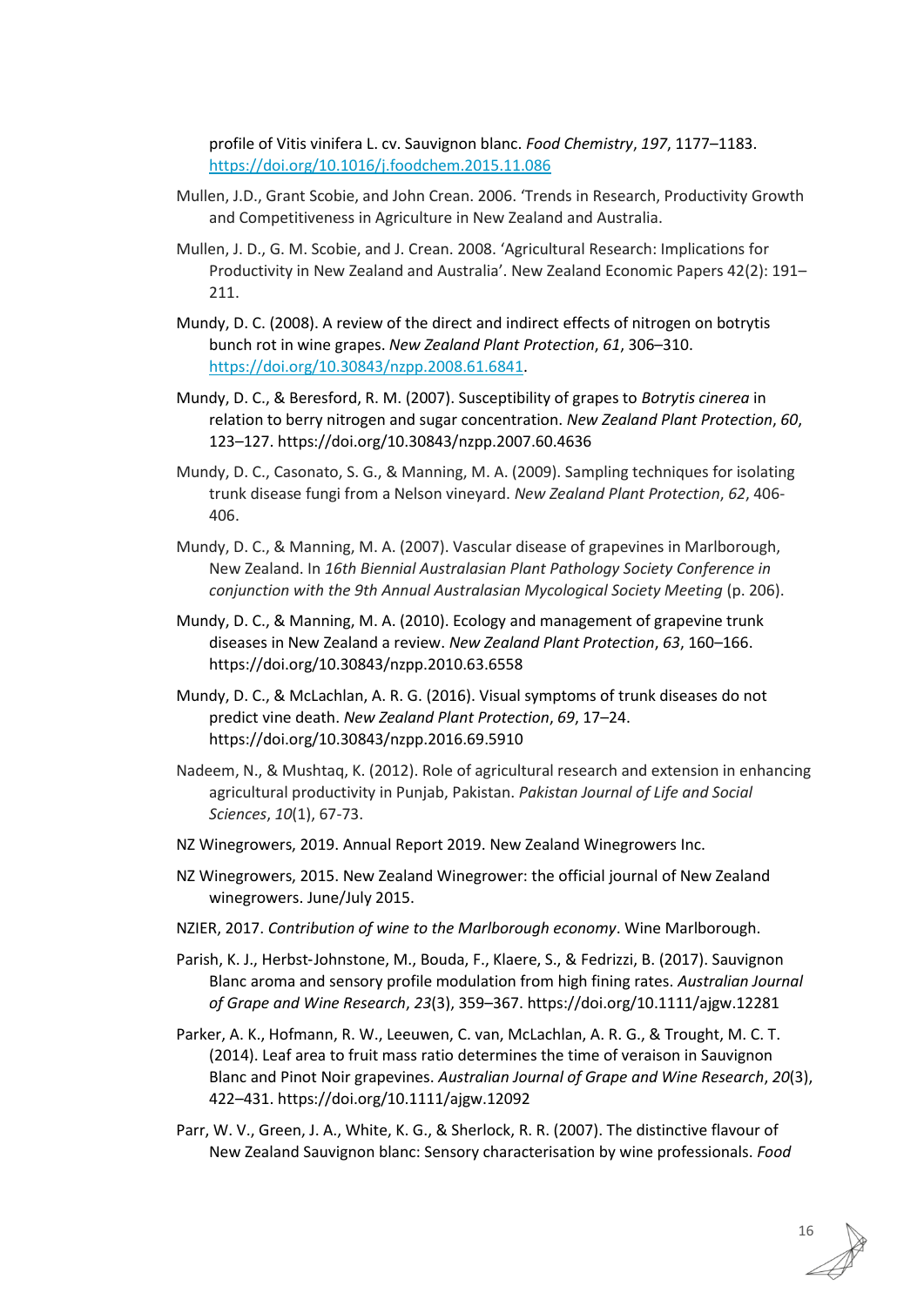profile of Vitis vinifera L. cv. Sauvignon blanc. *Food Chemistry*, *197*, 1177–1183. https://doi.org/10.1016/j.foodchem.2015.11.086

Mullen, J.D., Grant Scobie, and John Crean. 2006. 'Trends in Research, Productivity Growth and Competitiveness in Agriculture in New Zealand and Australia.

Mullen, J. D., G. M. Scobie, and J. Crean. 2008. 'Agricultural Research: Implications for Productivity in New Zealand and Australia'. New Zealand Economic Papers 42(2): 191–211.

Mundy, D. C. (2008). A review of the direct and indirect effects of nitrogen on botrytis bunch rot in wine grapes. *New Zealand Plant Protection*, *61*, 306–310. https://doi.org/10.30843/nzpp.2008.61.6841.

Mundy, D. C., & Beresford, R. M. (2007). Susceptibility of grapes to *Botrytis cinerea* in relation to berry nitrogen and sugar concentration. *New Zealand Plant Protection*, *60*, 123–127. https://doi.org/10.30843/nzpp.2007.60.4636

Mundy, D. C., Casonato, S. G., & Manning, M. A. (2009). Sampling techniques for isolating trunk disease fungi from a Nelson vineyard. *New Zealand Plant Protection*, *62*, 406-406.

Mundy, D. C., & Manning, M. A. (2007). Vascular disease of grapevines in Marlborough, New Zealand. In *16th Biennial Australasian Plant Pathology Society Conference in conjunction with the 9th Annual Australasian Mycological Society Meeting* (p. 206).

Mundy, D. C., & Manning, M. A. (2010). Ecology and management of grapevine trunk diseases in New Zealand a review. *New Zealand Plant Protection*, *63*, 160–166. https://doi.org/10.30843/nzpp.2010.63.6558

Mundy, D. C., & McLachlan, A. R. G. (2016). Visual symptoms of trunk diseases do not predict vine death. *New Zealand Plant Protection*, *69*, 17–24. https://doi.org/10.30843/nzpp.2016.69.5910

Nadeem, N., & Mushtaq, K. (2012). Role of agricultural research and extension in enhancing agricultural productivity in Punjab, Pakistan. *Pakistan Journal of Life and Social Sciences*, *10*(1), 67-73.

NZ Winegrowers, 2019. Annual Report 2019. New Zealand Winegrowers Inc.

NZ Winegrowers, 2015. New Zealand Winegrower: the official journal of New Zealand winegrowers. June/July 2015.

NZIER, 2017. *Contribution of wine to the Marlborough economy*. Wine Marlborough.

Parish, K. J., Herbst-Johnstone, M., Bouda, F., Klaere, S., & Fedrizzi, B. (2017). Sauvignon Blanc aroma and sensory profile modulation from high fining rates. *Australian Journal of Grape and Wine Research*, *23*(3), 359–367. https://doi.org/10.1111/ajgw.12281

Parker, A. K., Hofmann, R. W., Leeuwen, C. van, McLachlan, A. R. G., & Trought, M. C. T. (2014). Leaf area to fruit mass ratio determines the time of veraison in Sauvignon Blanc and Pinot Noir grapevines. *Australian Journal of Grape and Wine Research*, *20*(3), 422–431. https://doi.org/10.1111/ajgw.12092

Parr, W. V., Green, J. A., White, K. G., & Sherlock, R. R. (2007). The distinctive flavour of New Zealand Sauvignon blanc: Sensory characterisation by wine professionals. *Food*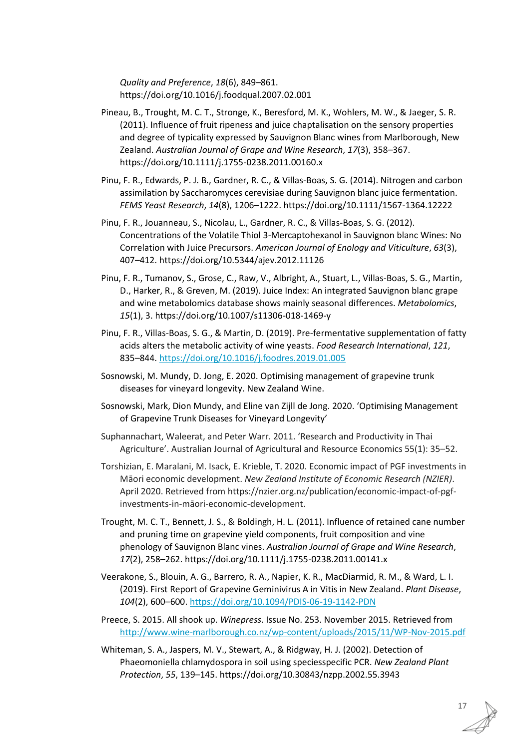*Quality and Preference*, *18*(6), 849–861. https://doi.org/10.1016/j.foodqual.2007.02.001

Pineau, B., Trought, M. C. T., Stronge, K., Beresford, M. K., Wohlers, M. W., & Jaeger, S. R. (2011). Influence of fruit ripeness and juice chaptalisation on the sensory properties and degree of typicality expressed by Sauvignon Blanc wines from Marlborough, New Zealand. *Australian Journal of Grape and Wine Research*, *17*(3), 358–367. https://doi.org/10.1111/j.1755-0238.2011.00160.x

Pinu, F. R., Edwards, P. J. B., Gardner, R. C., & Villas-Boas, S. G. (2014). Nitrogen and carbon assimilation by Saccharomyces cerevisiae during Sauvignon blanc juice fermentation. *FEMS Yeast Research*, *14*(8), 1206–1222. https://doi.org/10.1111/1567-1364.12222

Pinu, F. R., Jouanneau, S., Nicolau, L., Gardner, R. C., & Villas-Boas, S. G. (2012). Concentrations of the Volatile Thiol 3-Mercaptohexanol in Sauvignon blanc Wines: No Correlation with Juice Precursors. *American Journal of Enology and Viticulture*, *63*(3), 407–412. https://doi.org/10.5344/ajev.2012.11126

Pinu, F. R., Tumanov, S., Grose, C., Raw, V., Albright, A., Stuart, L., Villas-Boas, S. G., Martin, D., Harker, R., & Greven, M. (2019). Juice Index: An integrated Sauvignon blanc grape and wine metabolomics database shows mainly seasonal differences. *Metabolomics*, *15*(1), 3. https://doi.org/10.1007/s11306-018-1469-y

Pinu, F. R., Villas-Boas, S. G., & Martin, D. (2019). Pre-fermentative supplementation of fatty acids alters the metabolic activity of wine yeasts. *Food Research International*, *121*, 835–844. https://doi.org/10.1016/j.foodres.2019.01.005

Sosnowski, M. Mundy, D. Jong, E. 2020. Optimising management of grapevine trunk diseases for vineyard longevity. New Zealand Wine.

Sosnowski, Mark, Dion Mundy, and Eline van Zijll de Jong. 2020. 'Optimising Management of Grapevine Trunk Diseases for Vineyard Longevity'

Suphannachart, Waleerat, and Peter Warr. 2011. 'Research and Productivity in Thai Agriculture'. Australian Journal of Agricultural and Resource Economics 55(1): 35–52.

Torshizian, E. Maralani, M. Isack, E. Krieble, T. 2020. Economic impact of PGF investments in Māori economic development. *New Zealand Institute of Economic Research (NZIER)*. April 2020. Retrieved from https://nzier.org.nz/publication/economic-impact-of-pgf-investments-in-māori-economic-development.

Trought, M. C. T., Bennett, J. S., & Boldingh, H. L. (2011). Influence of retained cane number and pruning time on grapevine yield components, fruit composition and vine phenology of Sauvignon Blanc vines. *Australian Journal of Grape and Wine Research*, *17*(2), 258–262. https://doi.org/10.1111/j.1755-0238.2011.00141.x

Veerakone, S., Blouin, A. G., Barrero, R. A., Napier, K. R., MacDiarmid, R. M., & Ward, L. I. (2019). First Report of Grapevine Geminivirus A in Vitis in New Zealand. *Plant Disease*, *104*(2), 600–600. https://doi.org/10.1094/PDIS-06-19-1142-PDN

Preece, S. 2015. All shook up. *Winepress*. Issue No. 253. November 2015. Retrieved from http://www.wine-marlborough.co.nz/wp-content/uploads/2015/11/WP-Nov-2015.pdf

Whiteman, S. A., Jaspers, M. V., Stewart, A., & Ridgway, H. J. (2002). Detection of Phaeomoniella chlamydospora in soil using speciesspecific PCR. *New Zealand Plant Protection*, *55*, 139–145. https://doi.org/10.30843/nzpp.2002.55.3943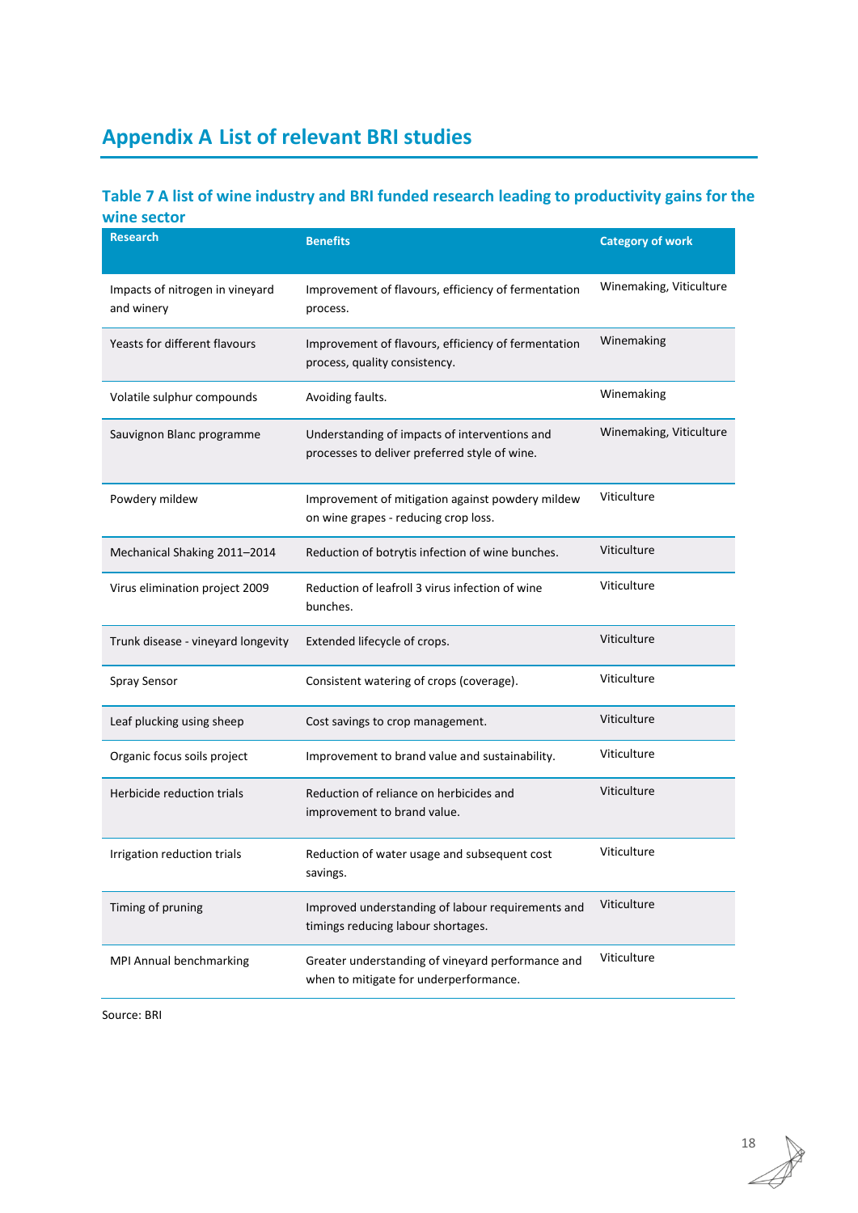# Appendix A List of relevant BRI studies

## Table 7 A list of wine industry and BRI funded research leading to productivity gains for the wine sector

| Research | Benefits | Category of work |
|---|---|---|
| Impacts of nitrogen in vineyard and winery | Improvement of flavours, efficiency of fermentation process. | Winemaking, Viticulture |
| Yeasts for different flavours | Improvement of flavours, efficiency of fermentation process, quality consistency. | Winemaking |
| Volatile sulphur compounds | Avoiding faults. | Winemaking |
| Sauvignon Blanc programme | Understanding of impacts of interventions and processes to deliver preferred style of wine. | Winemaking, Viticulture |
| Powdery mildew | Improvement of mitigation against powdery mildew on wine grapes - reducing crop loss. | Viticulture |
| Mechanical Shaking 2011–2014 | Reduction of botrytis infection of wine bunches. | Viticulture |
| Virus elimination project 2009 | Reduction of leafroll 3 virus infection of wine bunches. | Viticulture |
| Trunk disease - vineyard longevity | Extended lifecycle of crops. | Viticulture |
| Spray Sensor | Consistent watering of crops (coverage). | Viticulture |
| Leaf plucking using sheep | Cost savings to crop management. | Viticulture |
| Organic focus soils project | Improvement to brand value and sustainability. | Viticulture |
| Herbicide reduction trials | Reduction of reliance on herbicides and improvement to brand value. | Viticulture |
| Irrigation reduction trials | Reduction of water usage and subsequent cost savings. | Viticulture |
| Timing of pruning | Improved understanding of labour requirements and timings reducing labour shortages. | Viticulture |
| MPI Annual benchmarking | Greater understanding of vineyard performance and when to mitigate for underperformance. | Viticulture |

Source: BRI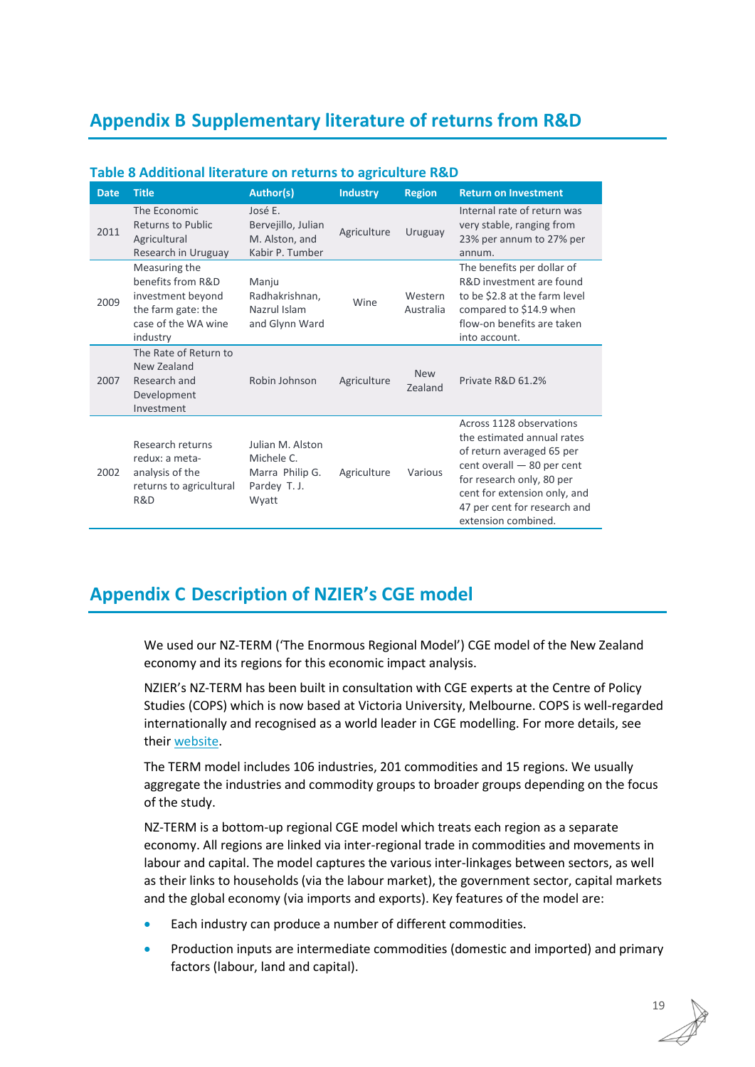# Appendix B Supplementary literature of returns from R&D

### Table 8 Additional literature on returns to agriculture R&D

| Date | Title | Author(s) | Industry | Region | Return on Investment |
|---|---|---|---|---|---|
| 2011 | The Economic Returns to Public Agricultural Research in Uruguay | José E. Bervejillo, Julian M. Alston, and Kabir P. Tumber | Agriculture | Uruguay | Internal rate of return was very stable, ranging from 23% per annum to 27% per annum. |
| 2009 | Measuring the benefits from R&D investment beyond the farm gate: the case of the WA wine industry | Manju Radhakrishnan, Nazrul Islam and Glynn Ward | Wine | Western Australia | The benefits per dollar of R&D investment are found to be $2.8 at the farm level compared to $14.9 when flow-on benefits are taken into account. |
| 2007 | The Rate of Return to New Zealand Research and Development Investment | Robin Johnson | Agriculture | New Zealand | Private R&D 61.2% |
| 2002 | Research returns redux: a meta-analysis of the returns to agricultural R&D | Julian M. Alston Michele C. Marra Philip G. Pardey T. J. Wyatt | Agriculture | Various | Across 1128 observations the estimated annual rates of return averaged 65 per cent overall — 80 per cent for research only, 80 per cent for extension only, and 47 per cent for research and extension combined. |

# Appendix C Description of NZIER's CGE model

We used our NZ-TERM ('The Enormous Regional Model') CGE model of the New Zealand economy and its regions for this economic impact analysis.

NZIER's NZ-TERM has been built in consultation with CGE experts at the Centre of Policy Studies (COPS) which is now based at Victoria University, Melbourne. COPS is well-regarded internationally and recognised as a world leader in CGE modelling. For more details, see their website.

The TERM model includes 106 industries, 201 commodities and 15 regions. We usually aggregate the industries and commodity groups to broader groups depending on the focus of the study.

NZ-TERM is a bottom-up regional CGE model which treats each region as a separate economy. All regions are linked via inter-regional trade in commodities and movements in labour and capital. The model captures the various inter-linkages between sectors, as well as their links to households (via the labour market), the government sector, capital markets and the global economy (via imports and exports). Key features of the model are:

- Each industry can produce a number of different commodities.
- Production inputs are intermediate commodities (domestic and imported) and primary factors (labour, land and capital).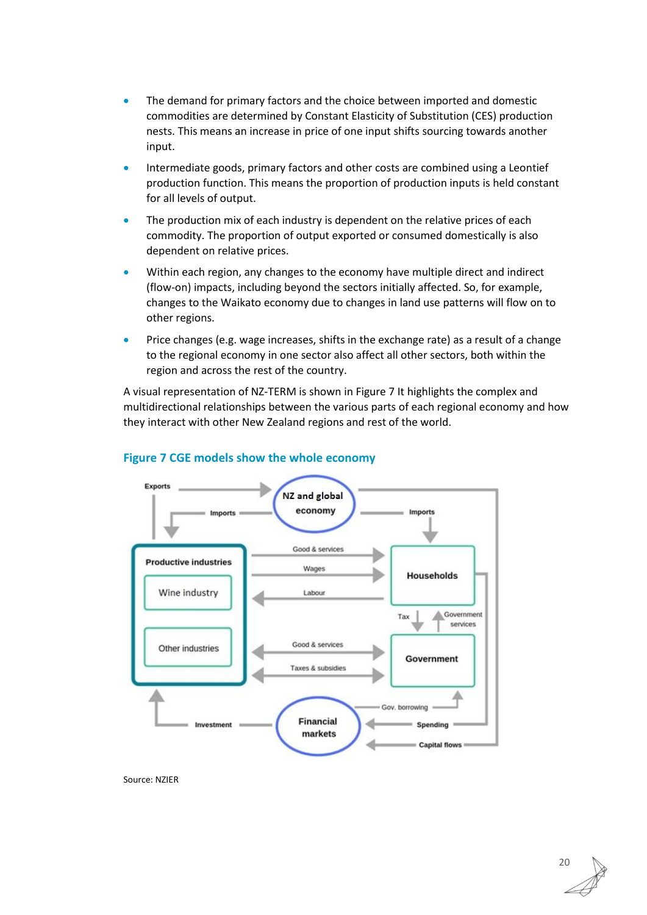- The demand for primary factors and the choice between imported and domestic commodities are determined by Constant Elasticity of Substitution (CES) production nests. This means an increase in price of one input shifts sourcing towards another input.
- Intermediate goods, primary factors and other costs are combined using a Leontief production function. This means the proportion of production inputs is held constant for all levels of output.
- The production mix of each industry is dependent on the relative prices of each commodity. The proportion of output exported or consumed domestically is also dependent on relative prices.
- Within each region, any changes to the economy have multiple direct and indirect (flow-on) impacts, including beyond the sectors initially affected. So, for example, changes to the Waikato economy due to changes in land use patterns will flow on to other regions.
- Price changes (e.g. wage increases, shifts in the exchange rate) as a result of a change to the regional economy in one sector also affect all other sectors, both within the region and across the rest of the country.

A visual representation of NZ-TERM is shown in Figure 7 It highlights the complex and multidirectional relationships between the various parts of each regional economy and how they interact with other New Zealand regions and rest of the world.

## Figure 7 CGE models show the whole economy

Exports
NZ and global economy
Imports
Imports
Productive industries
Wine industry
Other industries
Good & services
Wages
Labour
Households
Tax
Government services
Good & services
Taxes & subsidies
Government
Gov. borrowing
Investment
Financial markets
Spending
Capital flows

Source: NZIER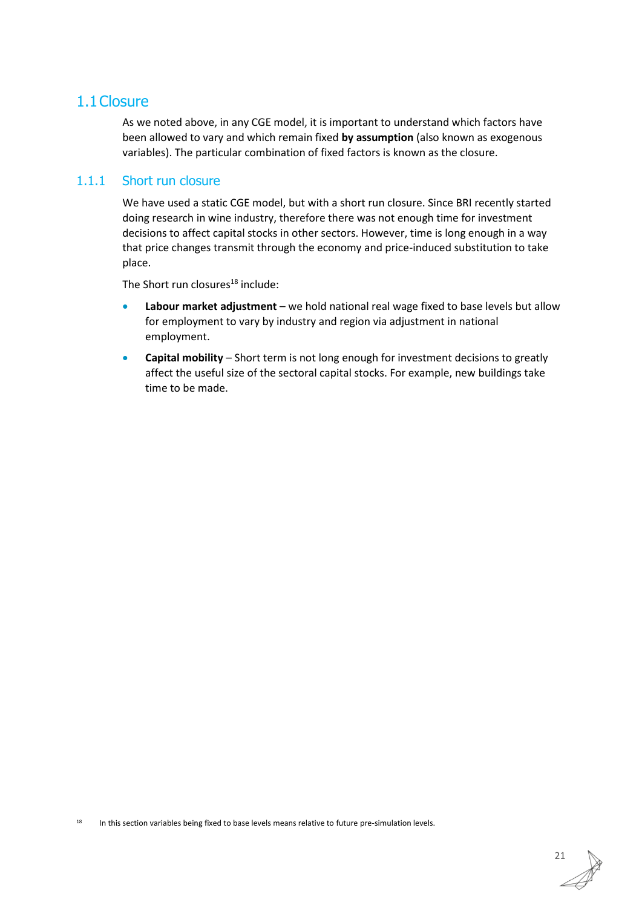## 1.1 Closure

As we noted above, in any CGE model, it is important to understand which factors have been allowed to vary and which remain fixed **by assumption** (also known as exogenous variables). The particular combination of fixed factors is known as the closure.

### 1.1.1 Short run closure

We have used a static CGE model, but with a short run closure. Since BRI recently started doing research in wine industry, therefore there was not enough time for investment decisions to affect capital stocks in other sectors. However, time is long enough in a way that price changes transmit through the economy and price-induced substitution to take place.

The Short run closures[18] include:

- **Labour market adjustment** – we hold national real wage fixed to base levels but allow for employment to vary by industry and region via adjustment in national employment.
- **Capital mobility** – Short term is not long enough for investment decisions to greatly affect the useful size of the sectoral capital stocks. For example, new buildings take time to be made.

[18] In this section variables being fixed to base levels means relative to future pre-simulation levels.